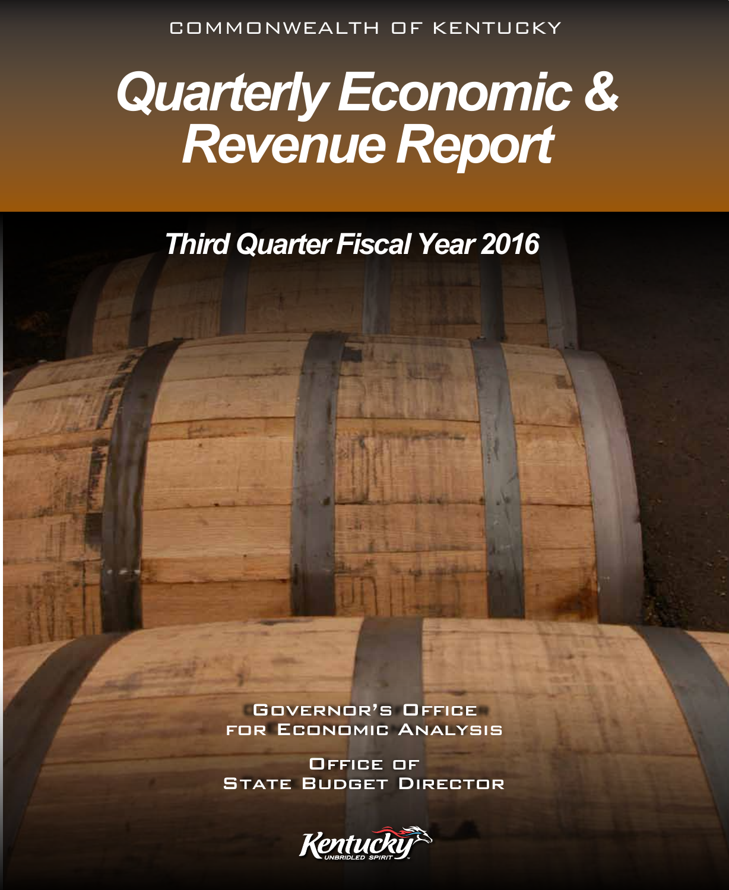COMMONWEALTH OF KENTUCKY

# *Quarterly Economic & Revenue Report*

## *Third Quarter Fiscal Year 2016*

Governor's Office for Economic Analysis

Office of State Budget Director

Kentucky Unbridled Spirit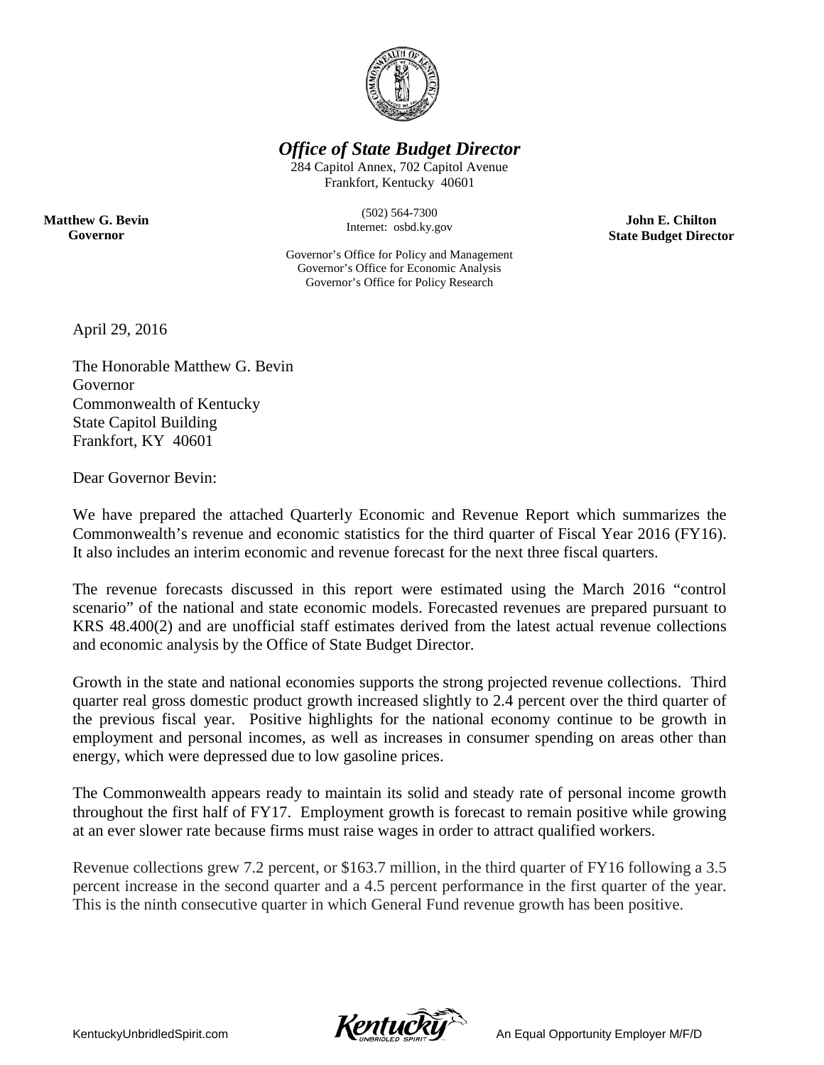***Office of State Budget Director***

284 Capitol Annex, 702 Capitol Avenue
Frankfort, Kentucky 40601

**Matthew G. Bevin**
**Governor**

(502) 564-7300
Internet: osbd.ky.gov

**John E. Chilton**
**State Budget Director**

Governor's Office for Policy and Management
Governor's Office for Economic Analysis
Governor's Office for Policy Research

April 29, 2016

The Honorable Matthew G. Bevin
Governor
Commonwealth of Kentucky
State Capitol Building
Frankfort, KY 40601

Dear Governor Bevin:

We have prepared the attached Quarterly Economic and Revenue Report which summarizes the Commonwealth's revenue and economic statistics for the third quarter of Fiscal Year 2016 (FY16). It also includes an interim economic and revenue forecast for the next three fiscal quarters.

The revenue forecasts discussed in this report were estimated using the March 2016 "control scenario" of the national and state economic models. Forecasted revenues are prepared pursuant to KRS 48.400(2) and are unofficial staff estimates derived from the latest actual revenue collections and economic analysis by the Office of State Budget Director.

Growth in the state and national economies supports the strong projected revenue collections. Third quarter real gross domestic product growth increased slightly to 2.4 percent over the third quarter of the previous fiscal year. Positive highlights for the national economy continue to be growth in employment and personal incomes, as well as increases in consumer spending on areas other than energy, which were depressed due to low gasoline prices.

The Commonwealth appears ready to maintain its solid and steady rate of personal income growth throughout the first half of FY17. Employment growth is forecast to remain positive while growing at an ever slower rate because firms must raise wages in order to attract qualified workers.

Revenue collections grew 7.2 percent, or $163.7 million, in the third quarter of FY16 following a 3.5 percent increase in the second quarter and a 4.5 percent performance in the first quarter of the year. This is the ninth consecutive quarter in which General Fund revenue growth has been positive.

KentuckyUnbridledSpirit.com

An Equal Opportunity Employer M/F/D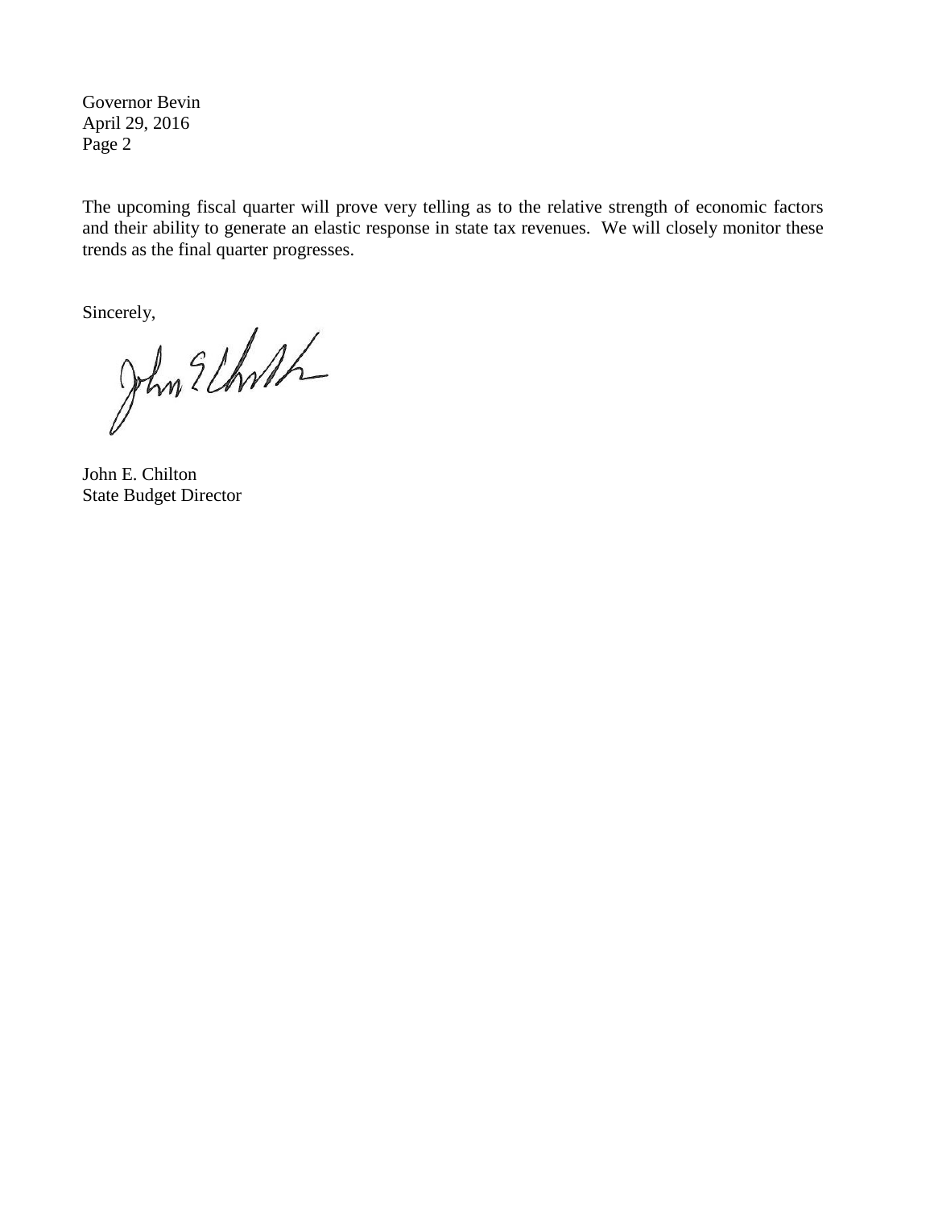Governor Bevin
April 29, 2016
Page 2

The upcoming fiscal quarter will prove very telling as to the relative strength of economic factors and their ability to generate an elastic response in state tax revenues. We will closely monitor these trends as the final quarter progresses.

Sincerely,

John E. Chilton
State Budget Director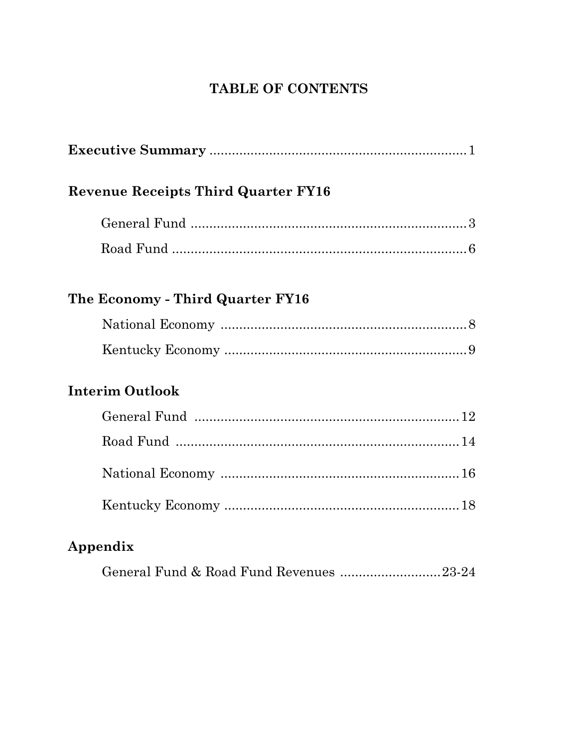# TABLE OF CONTENTS

**Executive Summary** ........................................................................ 1

**Revenue Receipts Third Quarter FY16**

- General Fund ........................................................................ 3
- Road Fund ........................................................................ 6

**The Economy - Third Quarter FY16**

- National Economy ........................................................................ 8
- Kentucky Economy ........................................................................ 9

**Interim Outlook**

- General Fund ........................................................................ 12
- Road Fund ........................................................................ 14
- National Economy ........................................................................ 16
- Kentucky Economy ........................................................................ 18

**Appendix**

- General Fund & Road Fund Revenues ........................................ 23-24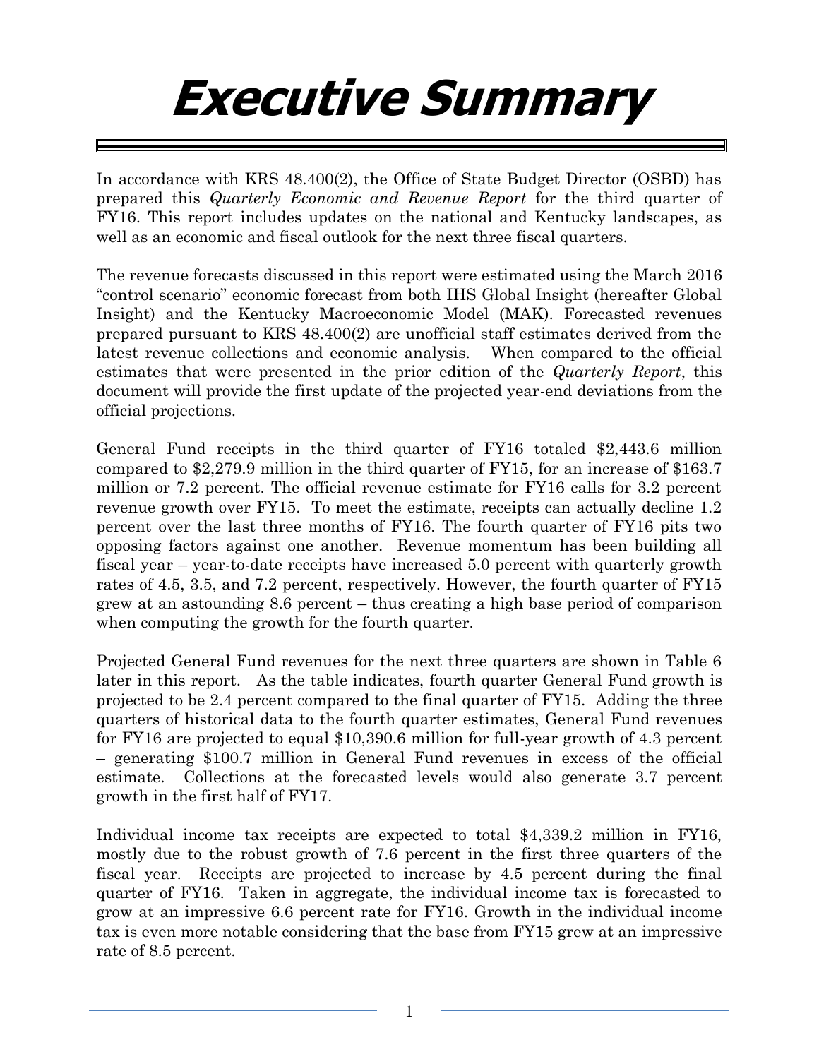# Executive Summary

In accordance with KRS 48.400(2), the Office of State Budget Director (OSBD) has prepared this *Quarterly Economic and Revenue Report* for the third quarter of FY16. This report includes updates on the national and Kentucky landscapes, as well as an economic and fiscal outlook for the next three fiscal quarters.

The revenue forecasts discussed in this report were estimated using the March 2016 "control scenario" economic forecast from both IHS Global Insight (hereafter Global Insight) and the Kentucky Macroeconomic Model (MAK). Forecasted revenues prepared pursuant to KRS 48.400(2) are unofficial staff estimates derived from the latest revenue collections and economic analysis. When compared to the official estimates that were presented in the prior edition of the *Quarterly Report*, this document will provide the first update of the projected year-end deviations from the official projections.

General Fund receipts in the third quarter of FY16 totaled $2,443.6 million compared to $2,279.9 million in the third quarter of FY15, for an increase of $163.7 million or 7.2 percent. The official revenue estimate for FY16 calls for 3.2 percent revenue growth over FY15. To meet the estimate, receipts can actually decline 1.2 percent over the last three months of FY16. The fourth quarter of FY16 pits two opposing factors against one another. Revenue momentum has been building all fiscal year – year-to-date receipts have increased 5.0 percent with quarterly growth rates of 4.5, 3.5, and 7.2 percent, respectively. However, the fourth quarter of FY15 grew at an astounding 8.6 percent – thus creating a high base period of comparison when computing the growth for the fourth quarter.

Projected General Fund revenues for the next three quarters are shown in Table 6 later in this report. As the table indicates, fourth quarter General Fund growth is projected to be 2.4 percent compared to the final quarter of FY15. Adding the three quarters of historical data to the fourth quarter estimates, General Fund revenues for FY16 are projected to equal $10,390.6 million for full-year growth of 4.3 percent – generating $100.7 million in General Fund revenues in excess of the official estimate. Collections at the forecasted levels would also generate 3.7 percent growth in the first half of FY17.

Individual income tax receipts are expected to total $4,339.2 million in FY16, mostly due to the robust growth of 7.6 percent in the first three quarters of the fiscal year. Receipts are projected to increase by 4.5 percent during the final quarter of FY16. Taken in aggregate, the individual income tax is forecasted to grow at an impressive 6.6 percent rate for FY16. Growth in the individual income tax is even more notable considering that the base from FY15 grew at an impressive rate of 8.5 percent.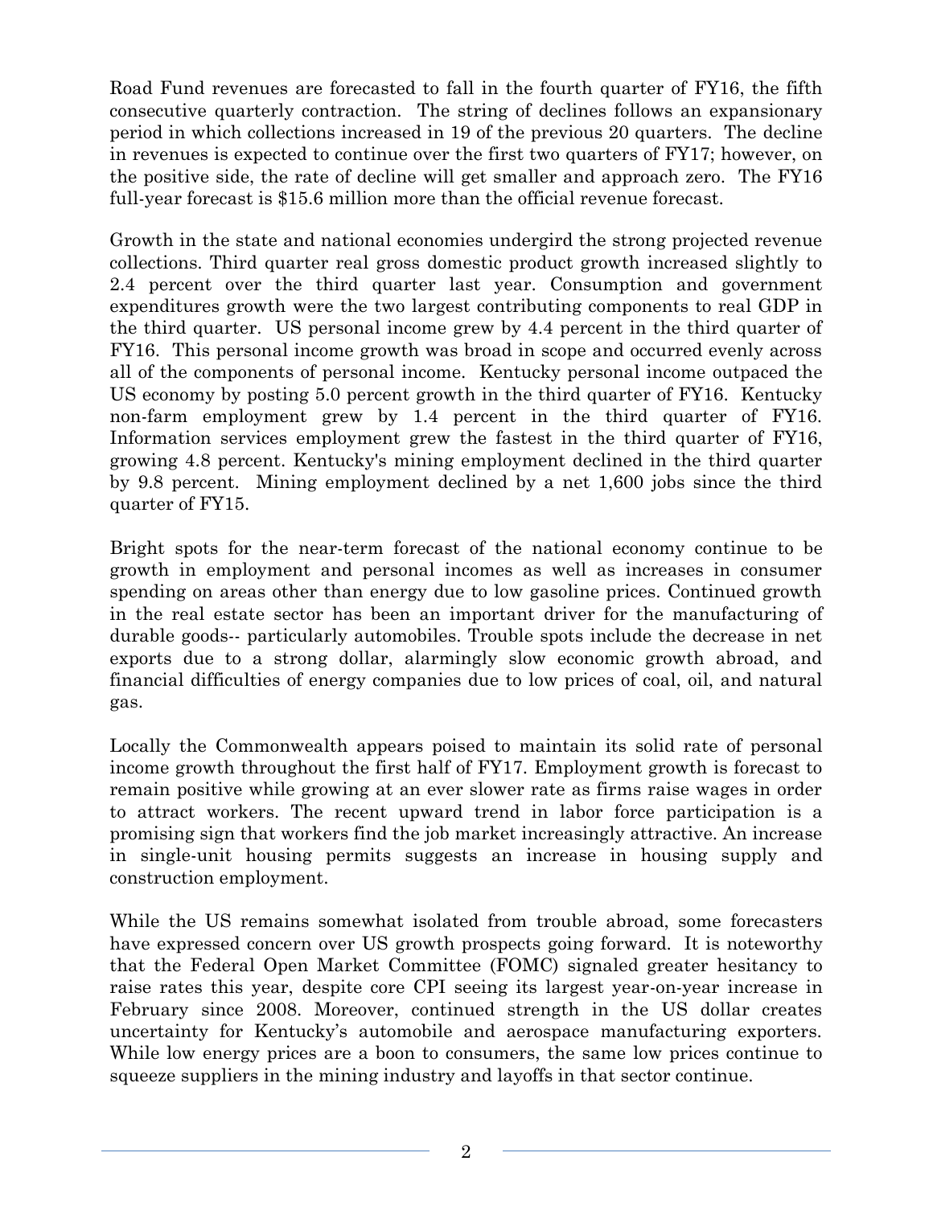Road Fund revenues are forecasted to fall in the fourth quarter of FY16, the fifth consecutive quarterly contraction. The string of declines follows an expansionary period in which collections increased in 19 of the previous 20 quarters. The decline in revenues is expected to continue over the first two quarters of FY17; however, on the positive side, the rate of decline will get smaller and approach zero. The FY16 full-year forecast is $15.6 million more than the official revenue forecast.

Growth in the state and national economies undergird the strong projected revenue collections. Third quarter real gross domestic product growth increased slightly to 2.4 percent over the third quarter last year. Consumption and government expenditures growth were the two largest contributing components to real GDP in the third quarter. US personal income grew by 4.4 percent in the third quarter of FY16. This personal income growth was broad in scope and occurred evenly across all of the components of personal income. Kentucky personal income outpaced the US economy by posting 5.0 percent growth in the third quarter of FY16. Kentucky non-farm employment grew by 1.4 percent in the third quarter of FY16. Information services employment grew the fastest in the third quarter of FY16, growing 4.8 percent. Kentucky's mining employment declined in the third quarter by 9.8 percent. Mining employment declined by a net 1,600 jobs since the third quarter of FY15.

Bright spots for the near-term forecast of the national economy continue to be growth in employment and personal incomes as well as increases in consumer spending on areas other than energy due to low gasoline prices. Continued growth in the real estate sector has been an important driver for the manufacturing of durable goods-- particularly automobiles. Trouble spots include the decrease in net exports due to a strong dollar, alarmingly slow economic growth abroad, and financial difficulties of energy companies due to low prices of coal, oil, and natural gas.

Locally the Commonwealth appears poised to maintain its solid rate of personal income growth throughout the first half of FY17. Employment growth is forecast to remain positive while growing at an ever slower rate as firms raise wages in order to attract workers. The recent upward trend in labor force participation is a promising sign that workers find the job market increasingly attractive. An increase in single-unit housing permits suggests an increase in housing supply and construction employment.

While the US remains somewhat isolated from trouble abroad, some forecasters have expressed concern over US growth prospects going forward. It is noteworthy that the Federal Open Market Committee (FOMC) signaled greater hesitancy to raise rates this year, despite core CPI seeing its largest year-on-year increase in February since 2008. Moreover, continued strength in the US dollar creates uncertainty for Kentucky's automobile and aerospace manufacturing exporters. While low energy prices are a boon to consumers, the same low prices continue to squeeze suppliers in the mining industry and layoffs in that sector continue.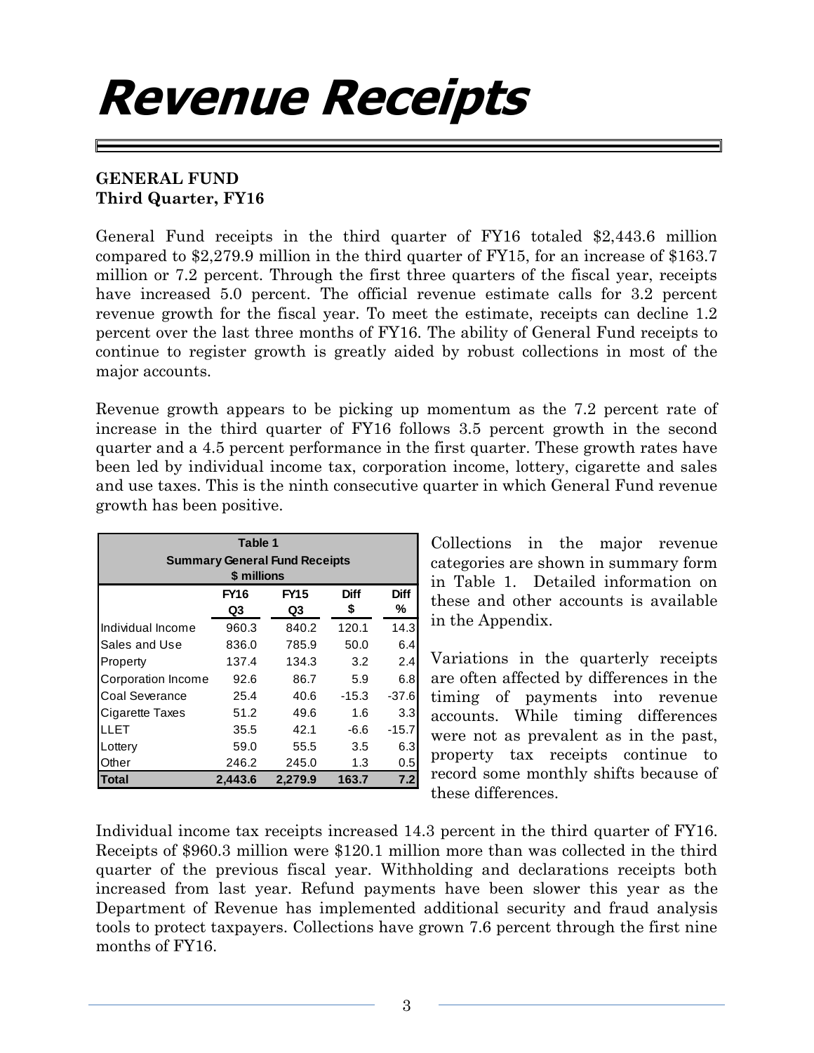# Revenue Receipts

**GENERAL FUND**
**Third Quarter, FY16**

General Fund receipts in the third quarter of FY16 totaled $2,443.6 million compared to $2,279.9 million in the third quarter of FY15, for an increase of $163.7 million or 7.2 percent. Through the first three quarters of the fiscal year, receipts have increased 5.0 percent. The official revenue estimate calls for 3.2 percent revenue growth for the fiscal year. To meet the estimate, receipts can decline 1.2 percent over the last three months of FY16. The ability of General Fund receipts to continue to register growth is greatly aided by robust collections in most of the major accounts.

Revenue growth appears to be picking up momentum as the 7.2 percent rate of increase in the third quarter of FY16 follows 3.5 percent growth in the second quarter and a 4.5 percent performance in the first quarter. These growth rates have been led by individual income tax, corporation income, lottery, cigarette and sales and use taxes. This is the ninth consecutive quarter in which General Fund revenue growth has been positive.

**Table 1**
**Summary General Fund Receipts**
**$ millions**

| | FY16 Q3 | FY15 Q3 | Diff $ | Diff % |
|---|---|---|---|---|
| Individual Income | 960.3 | 840.2 | 120.1 | 14.3 |
| Sales and Use | 836.0 | 785.9 | 50.0 | 6.4 |
| Property | 137.4 | 134.3 | 3.2 | 2.4 |
| Corporation Income | 92.6 | 86.7 | 5.9 | 6.8 |
| Coal Severance | 25.4 | 40.6 | -15.3 | -37.6 |
| Cigarette Taxes | 51.2 | 49.6 | 1.6 | 3.3 |
| LLET | 35.5 | 42.1 | -6.6 | -15.7 |
| Lottery | 59.0 | 55.5 | 3.5 | 6.3 |
| Other | 246.2 | 245.0 | 1.3 | 0.5 |
| **Total** | **2,443.6** | **2,279.9** | **163.7** | **7.2** |

Collections in the major revenue categories are shown in summary form in Table 1. Detailed information on these and other accounts is available in the Appendix.

Variations in the quarterly receipts are often affected by differences in the timing of payments into revenue accounts. While timing differences were not as prevalent as in the past, property tax receipts continue to record some monthly shifts because of these differences.

Individual income tax receipts increased 14.3 percent in the third quarter of FY16. Receipts of $960.3 million were $120.1 million more than was collected in the third quarter of the previous fiscal year. Withholding and declarations receipts both increased from last year. Refund payments have been slower this year as the Department of Revenue has implemented additional security and fraud analysis tools to protect taxpayers. Collections have grown 7.6 percent through the first nine months of FY16.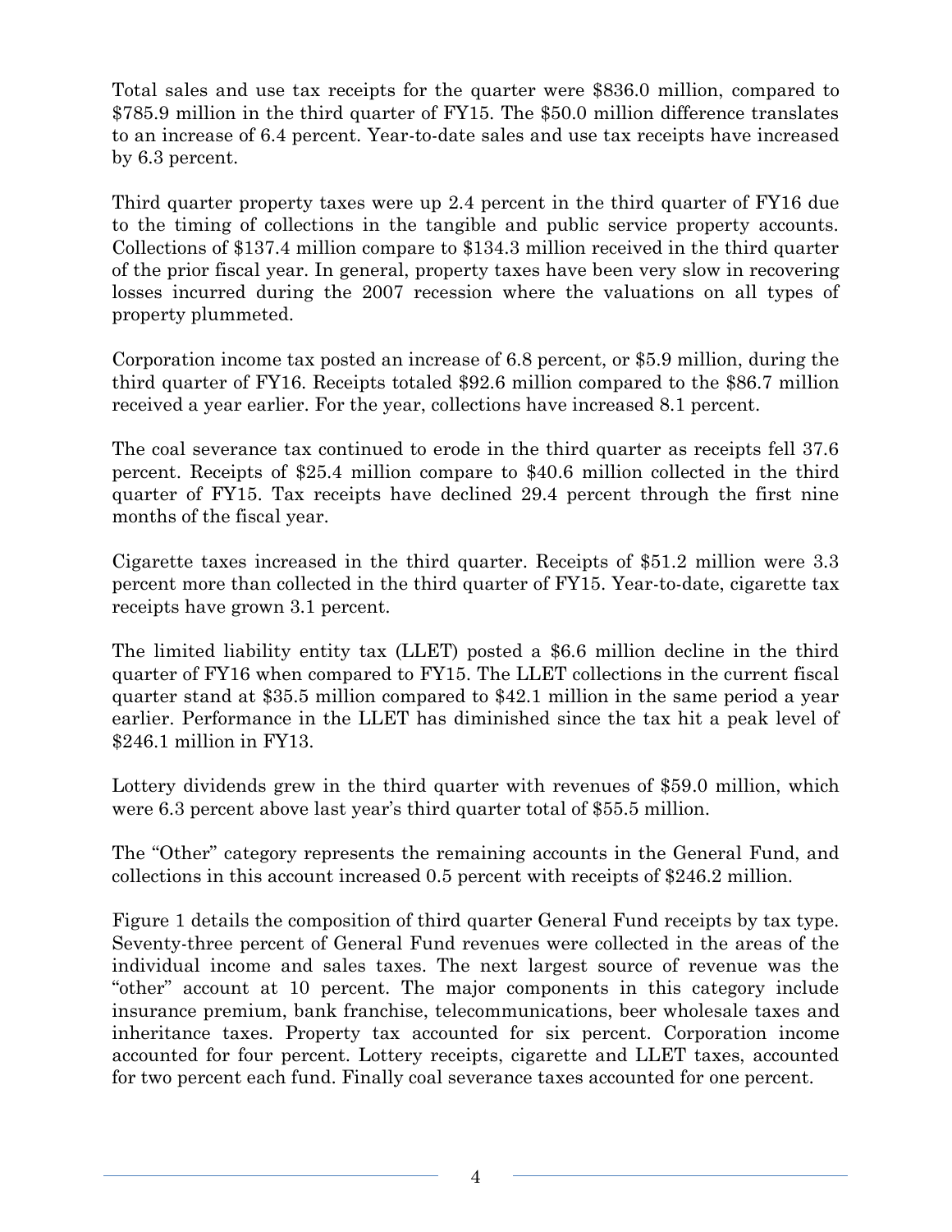Total sales and use tax receipts for the quarter were $836.0 million, compared to $785.9 million in the third quarter of FY15. The $50.0 million difference translates to an increase of 6.4 percent. Year-to-date sales and use tax receipts have increased by 6.3 percent.

Third quarter property taxes were up 2.4 percent in the third quarter of FY16 due to the timing of collections in the tangible and public service property accounts. Collections of $137.4 million compare to $134.3 million received in the third quarter of the prior fiscal year. In general, property taxes have been very slow in recovering losses incurred during the 2007 recession where the valuations on all types of property plummeted.

Corporation income tax posted an increase of 6.8 percent, or $5.9 million, during the third quarter of FY16. Receipts totaled $92.6 million compared to the $86.7 million received a year earlier. For the year, collections have increased 8.1 percent.

The coal severance tax continued to erode in the third quarter as receipts fell 37.6 percent. Receipts of $25.4 million compare to $40.6 million collected in the third quarter of FY15. Tax receipts have declined 29.4 percent through the first nine months of the fiscal year.

Cigarette taxes increased in the third quarter. Receipts of $51.2 million were 3.3 percent more than collected in the third quarter of FY15. Year-to-date, cigarette tax receipts have grown 3.1 percent.

The limited liability entity tax (LLET) posted a $6.6 million decline in the third quarter of FY16 when compared to FY15. The LLET collections in the current fiscal quarter stand at $35.5 million compared to $42.1 million in the same period a year earlier. Performance in the LLET has diminished since the tax hit a peak level of $246.1 million in FY13.

Lottery dividends grew in the third quarter with revenues of $59.0 million, which were 6.3 percent above last year's third quarter total of $55.5 million.

The "Other" category represents the remaining accounts in the General Fund, and collections in this account increased 0.5 percent with receipts of $246.2 million.

Figure 1 details the composition of third quarter General Fund receipts by tax type. Seventy-three percent of General Fund revenues were collected in the areas of the individual income and sales taxes. The next largest source of revenue was the "other" account at 10 percent. The major components in this category include insurance premium, bank franchise, telecommunications, beer wholesale taxes and inheritance taxes. Property tax accounted for six percent. Corporation income accounted for four percent. Lottery receipts, cigarette and LLET taxes, accounted for two percent each fund. Finally coal severance taxes accounted for one percent.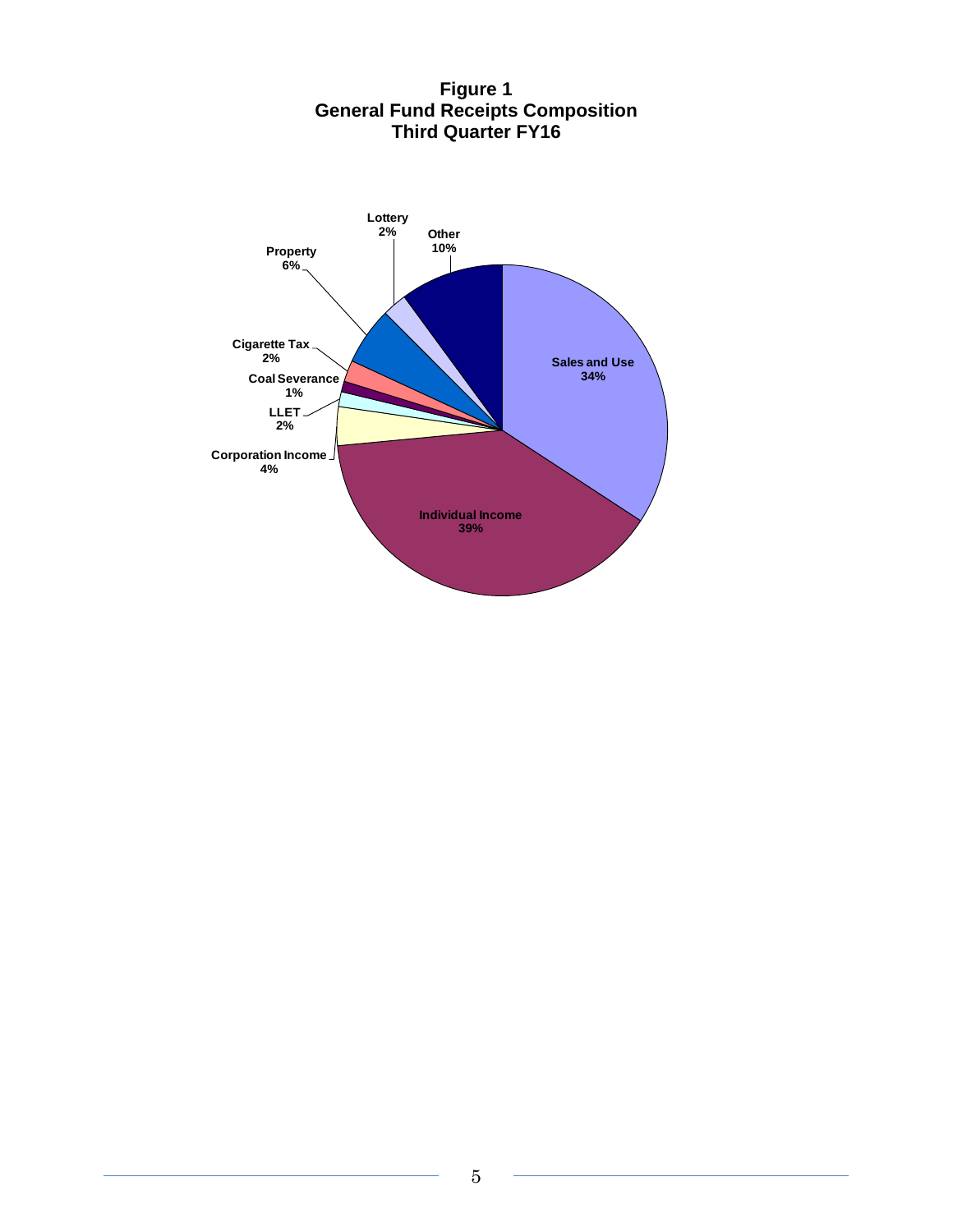**Figure 1**
**General Fund Receipts Composition**
**Third Quarter FY16**

| Category | Share |
| --- | --- |
| Sales and Use | 34% |
| Individual Income | 39% |
| Corporation Income | 4% |
| LLET | 2% |
| Coal Severance | 1% |
| Cigarette Tax | 2% |
| Property | 6% |
| Lottery | 2% |
| Other | 10% |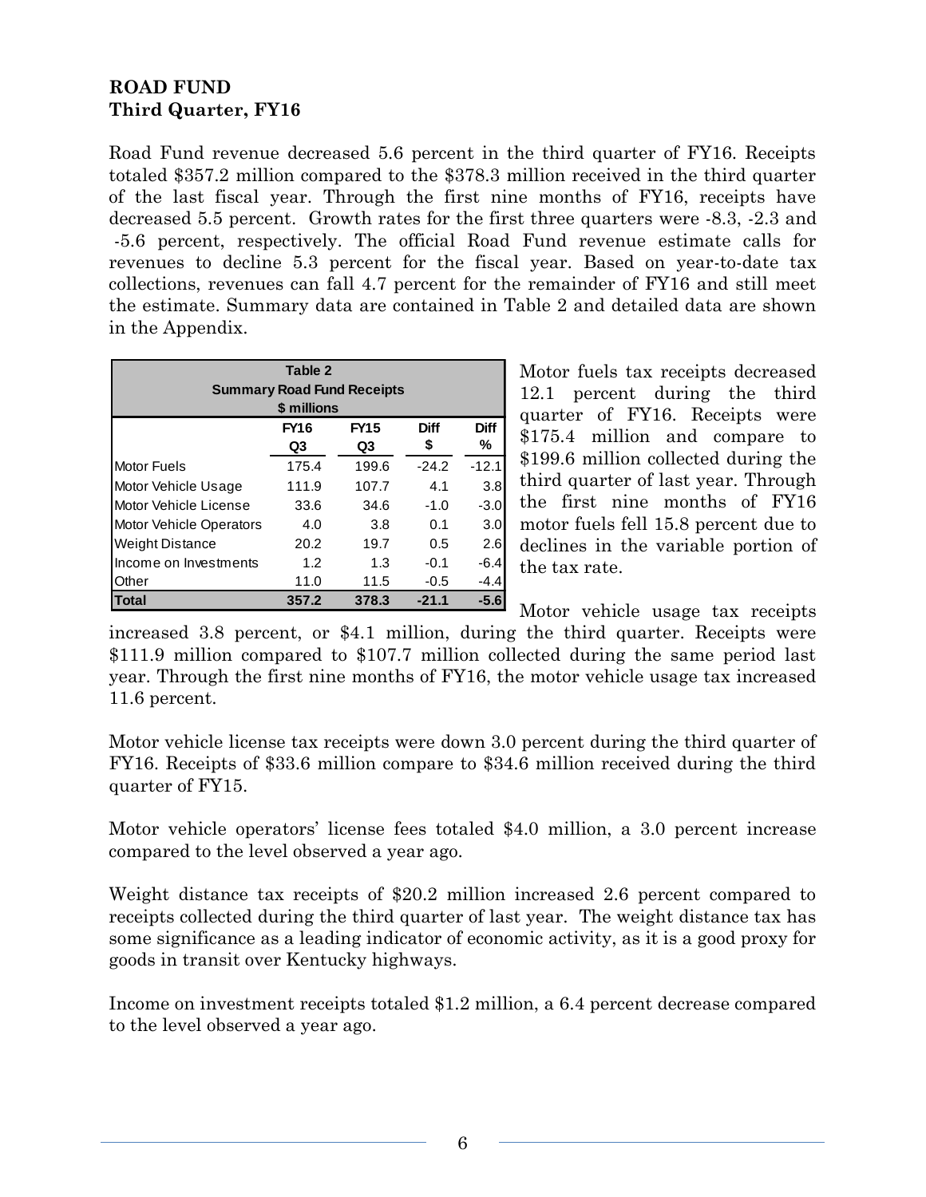## ROAD FUND
### Third Quarter, FY16

Road Fund revenue decreased 5.6 percent in the third quarter of FY16. Receipts totaled $357.2 million compared to the $378.3 million received in the third quarter of the last fiscal year. Through the first nine months of FY16, receipts have decreased 5.5 percent. Growth rates for the first three quarters were -8.3, -2.3 and -5.6 percent, respectively. The official Road Fund revenue estimate calls for revenues to decline 5.3 percent for the fiscal year. Based on year-to-date tax collections, revenues can fall 4.7 percent for the remainder of FY16 and still meet the estimate. Summary data are contained in Table 2 and detailed data are shown in the Appendix.

**Table 2**
**Summary Road Fund Receipts**
**$ millions**

| | FY16 Q3 | FY15 Q3 | Diff $ | Diff % |
|---|---|---|---|---|
| Motor Fuels | 175.4 | 199.6 | -24.2 | -12.1 |
| Motor Vehicle Usage | 111.9 | 107.7 | 4.1 | 3.8 |
| Motor Vehicle License | 33.6 | 34.6 | -1.0 | -3.0 |
| Motor Vehicle Operators | 4.0 | 3.8 | 0.1 | 3.0 |
| Weight Distance | 20.2 | 19.7 | 0.5 | 2.6 |
| Income on Investments | 1.2 | 1.3 | -0.1 | -6.4 |
| Other | 11.0 | 11.5 | -0.5 | -4.4 |
| **Total** | **357.2** | **378.3** | **-21.1** | **-5.6** |

Motor fuels tax receipts decreased 12.1 percent during the third quarter of FY16. Receipts were $175.4 million and compare to $199.6 million collected during the third quarter of last year. Through the first nine months of FY16 motor fuels fell 15.8 percent due to declines in the variable portion of the tax rate.

Motor vehicle usage tax receipts increased 3.8 percent, or $4.1 million, during the third quarter. Receipts were $111.9 million compared to $107.7 million collected during the same period last year. Through the first nine months of FY16, the motor vehicle usage tax increased 11.6 percent.

Motor vehicle license tax receipts were down 3.0 percent during the third quarter of FY16. Receipts of $33.6 million compare to $34.6 million received during the third quarter of FY15.

Motor vehicle operators' license fees totaled $4.0 million, a 3.0 percent increase compared to the level observed a year ago.

Weight distance tax receipts of $20.2 million increased 2.6 percent compared to receipts collected during the third quarter of last year. The weight distance tax has some significance as a leading indicator of economic activity, as it is a good proxy for goods in transit over Kentucky highways.

Income on investment receipts totaled $1.2 million, a 6.4 percent decrease compared to the level observed a year ago.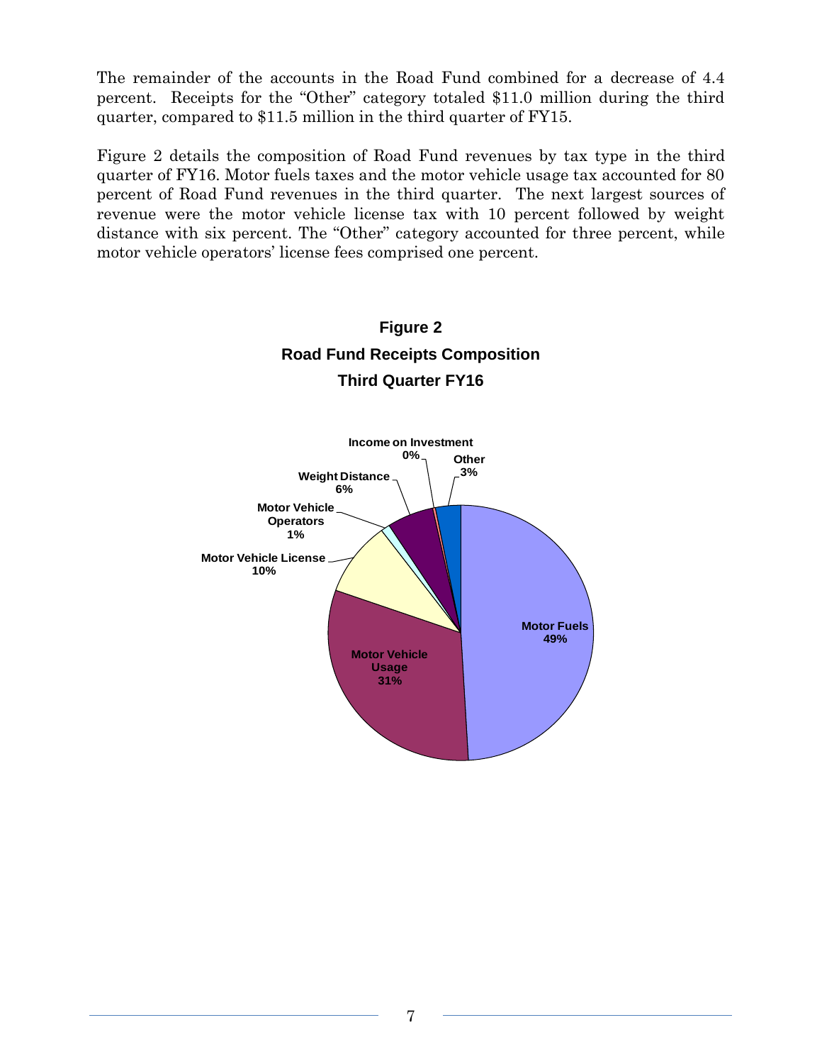The remainder of the accounts in the Road Fund combined for a decrease of 4.4 percent. Receipts for the "Other" category totaled $11.0 million during the third quarter, compared to $11.5 million in the third quarter of FY15.

Figure 2 details the composition of Road Fund revenues by tax type in the third quarter of FY16. Motor fuels taxes and the motor vehicle usage tax accounted for 80 percent of Road Fund revenues in the third quarter. The next largest sources of revenue were the motor vehicle license tax with 10 percent followed by weight distance with six percent. The "Other" category accounted for three percent, while motor vehicle operators' license fees comprised one percent.

**Figure 2**
**Road Fund Receipts Composition**
**Third Quarter FY16**

| Category | Share |
|---|---|
| Motor Fuels | 49% |
| Motor Vehicle Usage | 31% |
| Motor Vehicle License | 10% |
| Motor Vehicle Operators | 1% |
| Weight Distance | 6% |
| Income on Investment | 0% |
| Other | 3% |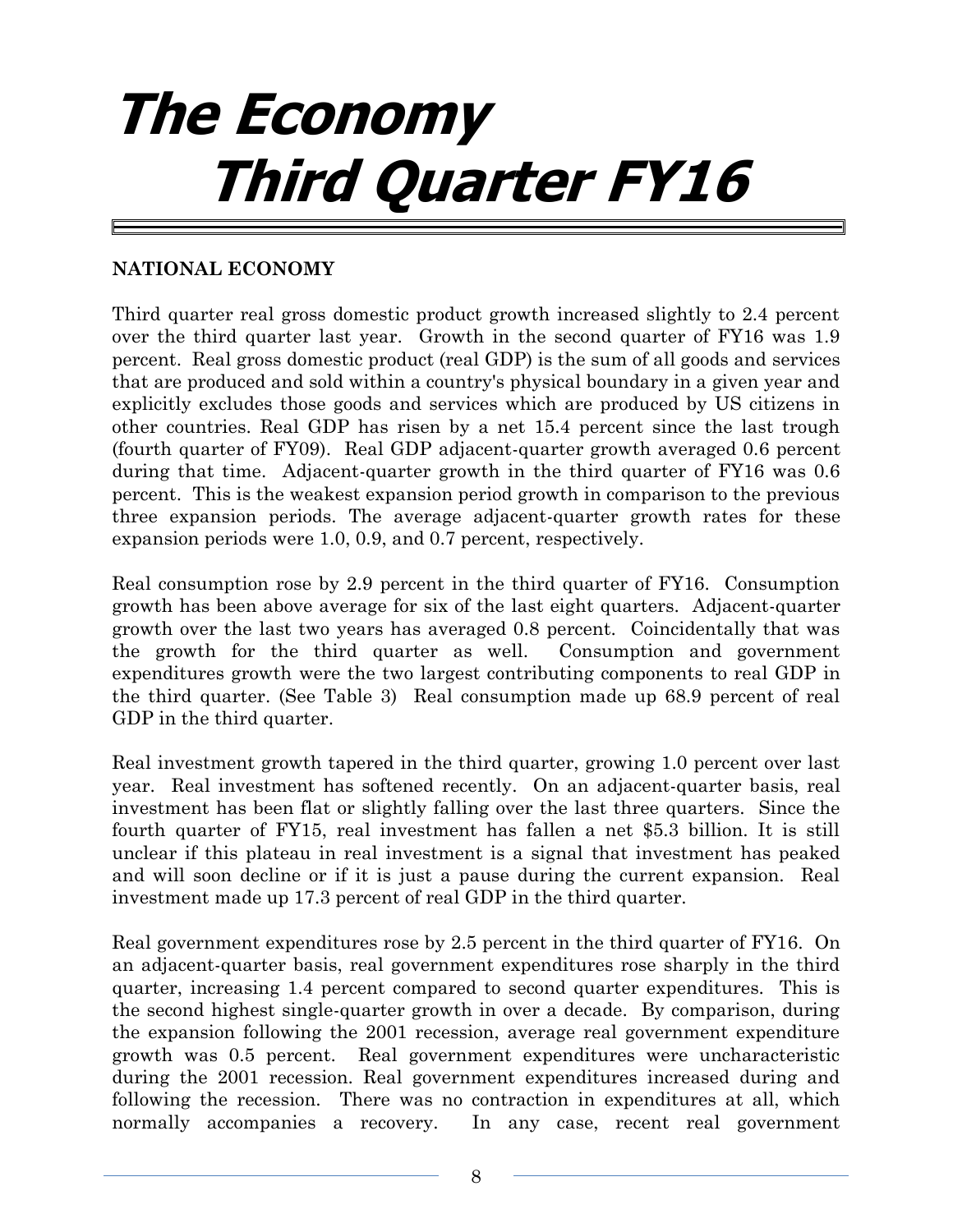# The Economy
# Third Quarter FY16

## NATIONAL ECONOMY

Third quarter real gross domestic product growth increased slightly to 2.4 percent over the third quarter last year. Growth in the second quarter of FY16 was 1.9 percent. Real gross domestic product (real GDP) is the sum of all goods and services that are produced and sold within a country's physical boundary in a given year and explicitly excludes those goods and services which are produced by US citizens in other countries. Real GDP has risen by a net 15.4 percent since the last trough (fourth quarter of FY09). Real GDP adjacent-quarter growth averaged 0.6 percent during that time. Adjacent-quarter growth in the third quarter of FY16 was 0.6 percent. This is the weakest expansion period growth in comparison to the previous three expansion periods. The average adjacent-quarter growth rates for these expansion periods were 1.0, 0.9, and 0.7 percent, respectively.

Real consumption rose by 2.9 percent in the third quarter of FY16. Consumption growth has been above average for six of the last eight quarters. Adjacent-quarter growth over the last two years has averaged 0.8 percent. Coincidentally that was the growth for the third quarter as well. Consumption and government expenditures growth were the two largest contributing components to real GDP in the third quarter. (See Table 3) Real consumption made up 68.9 percent of real GDP in the third quarter.

Real investment growth tapered in the third quarter, growing 1.0 percent over last year. Real investment has softened recently. On an adjacent-quarter basis, real investment has been flat or slightly falling over the last three quarters. Since the fourth quarter of FY15, real investment has fallen a net $5.3 billion. It is still unclear if this plateau in real investment is a signal that investment has peaked and will soon decline or if it is just a pause during the current expansion. Real investment made up 17.3 percent of real GDP in the third quarter.

Real government expenditures rose by 2.5 percent in the third quarter of FY16. On an adjacent-quarter basis, real government expenditures rose sharply in the third quarter, increasing 1.4 percent compared to second quarter expenditures. This is the second highest single-quarter growth in over a decade. By comparison, during the expansion following the 2001 recession, average real government expenditure growth was 0.5 percent. Real government expenditures were uncharacteristic during the 2001 recession. Real government expenditures increased during and following the recession. There was no contraction in expenditures at all, which normally accompanies a recovery. In any case, recent real government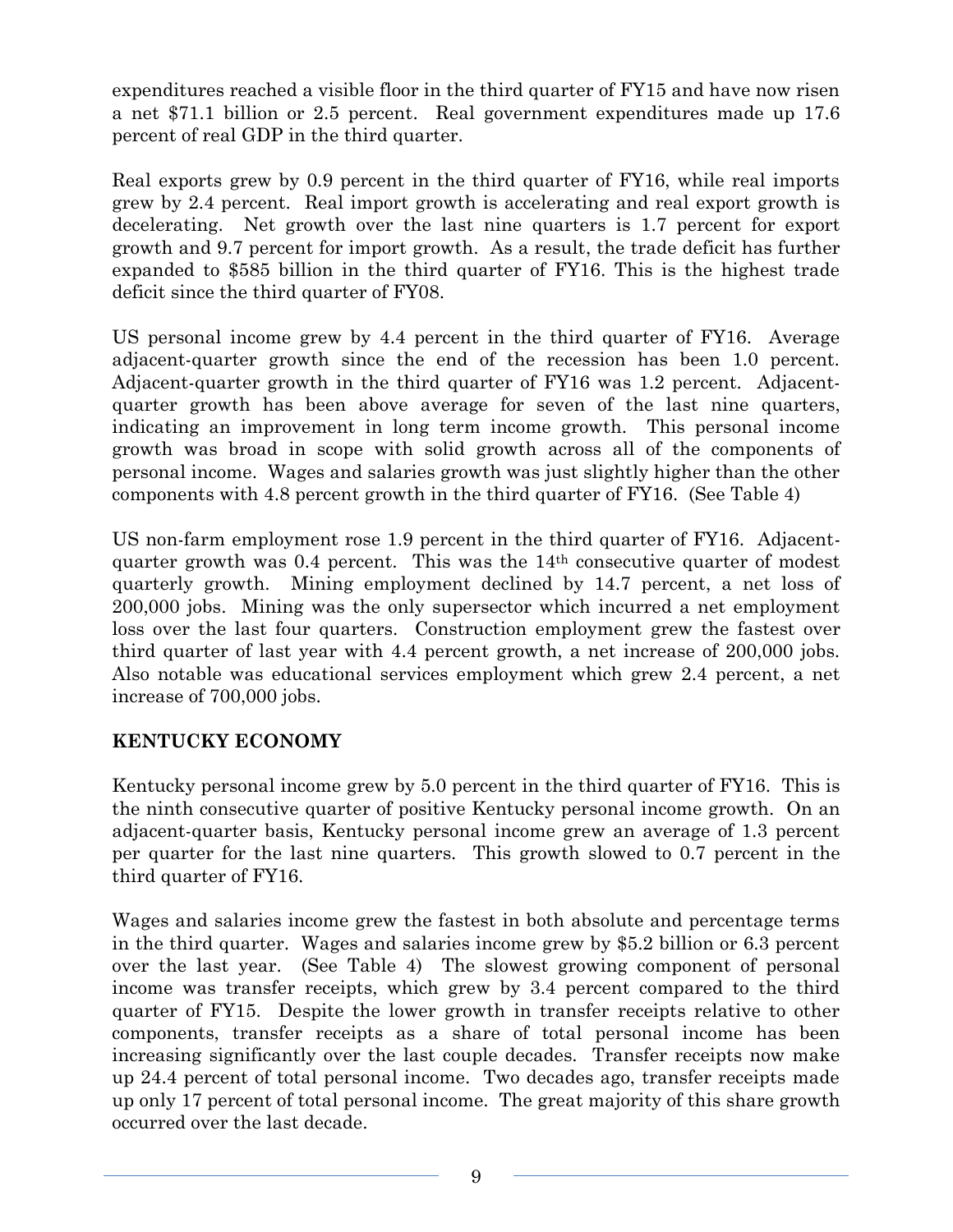expenditures reached a visible floor in the third quarter of FY15 and have now risen a net \$71.1 billion or 2.5 percent. Real government expenditures made up 17.6 percent of real GDP in the third quarter.

Real exports grew by 0.9 percent in the third quarter of FY16, while real imports grew by 2.4 percent. Real import growth is accelerating and real export growth is decelerating. Net growth over the last nine quarters is 1.7 percent for export growth and 9.7 percent for import growth. As a result, the trade deficit has further expanded to \$585 billion in the third quarter of FY16. This is the highest trade deficit since the third quarter of FY08.

US personal income grew by 4.4 percent in the third quarter of FY16. Average adjacent-quarter growth since the end of the recession has been 1.0 percent. Adjacent-quarter growth in the third quarter of FY16 was 1.2 percent. Adjacent-quarter growth has been above average for seven of the last nine quarters, indicating an improvement in long term income growth. This personal income growth was broad in scope with solid growth across all of the components of personal income. Wages and salaries growth was just slightly higher than the other components with 4.8 percent growth in the third quarter of FY16. (See Table 4)

US non-farm employment rose 1.9 percent in the third quarter of FY16. Adjacent-quarter growth was 0.4 percent. This was the 14th consecutive quarter of modest quarterly growth. Mining employment declined by 14.7 percent, a net loss of 200,000 jobs. Mining was the only supersector which incurred a net employment loss over the last four quarters. Construction employment grew the fastest over third quarter of last year with 4.4 percent growth, a net increase of 200,000 jobs. Also notable was educational services employment which grew 2.4 percent, a net increase of 700,000 jobs.

## KENTUCKY ECONOMY

Kentucky personal income grew by 5.0 percent in the third quarter of FY16. This is the ninth consecutive quarter of positive Kentucky personal income growth. On an adjacent-quarter basis, Kentucky personal income grew an average of 1.3 percent per quarter for the last nine quarters. This growth slowed to 0.7 percent in the third quarter of FY16.

Wages and salaries income grew the fastest in both absolute and percentage terms in the third quarter. Wages and salaries income grew by \$5.2 billion or 6.3 percent over the last year. (See Table 4) The slowest growing component of personal income was transfer receipts, which grew by 3.4 percent compared to the third quarter of FY15. Despite the lower growth in transfer receipts relative to other components, transfer receipts as a share of total personal income has been increasing significantly over the last couple decades. Transfer receipts now make up 24.4 percent of total personal income. Two decades ago, transfer receipts made up only 17 percent of total personal income. The great majority of this share growth occurred over the last decade.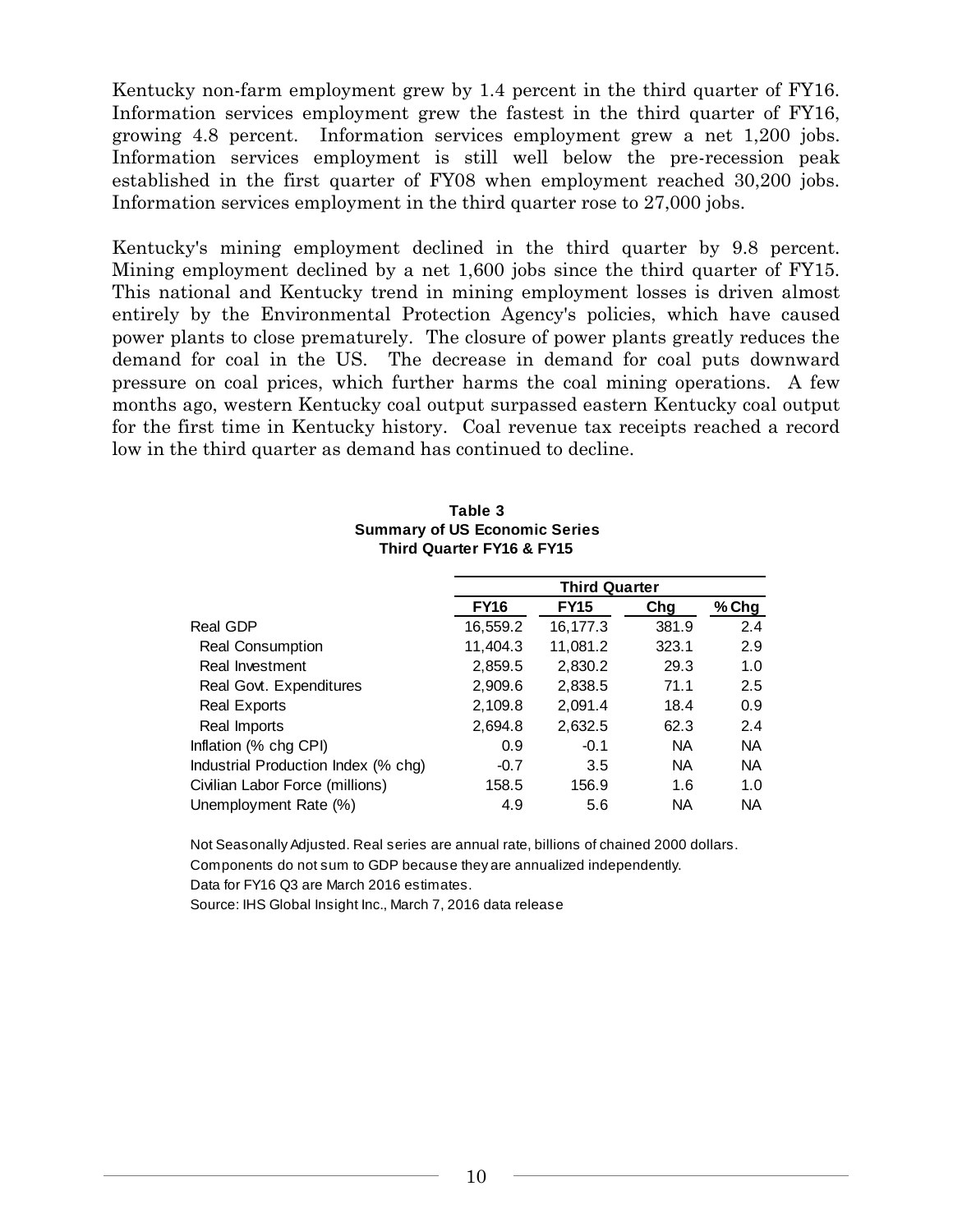Kentucky non-farm employment grew by 1.4 percent in the third quarter of FY16. Information services employment grew the fastest in the third quarter of FY16, growing 4.8 percent. Information services employment grew a net 1,200 jobs. Information services employment is still well below the pre-recession peak established in the first quarter of FY08 when employment reached 30,200 jobs. Information services employment in the third quarter rose to 27,000 jobs.

Kentucky's mining employment declined in the third quarter by 9.8 percent. Mining employment declined by a net 1,600 jobs since the third quarter of FY15. This national and Kentucky trend in mining employment losses is driven almost entirely by the Environmental Protection Agency's policies, which have caused power plants to close prematurely. The closure of power plants greatly reduces the demand for coal in the US. The decrease in demand for coal puts downward pressure on coal prices, which further harms the coal mining operations. A few months ago, western Kentucky coal output surpassed eastern Kentucky coal output for the first time in Kentucky history. Coal revenue tax receipts reached a record low in the third quarter as demand has continued to decline.

**Table 3**
**Summary of US Economic Series**
**Third Quarter FY16 & FY15**

| | Third Quarter | | | |
|---|---|---|---|---|
| | **FY16** | **FY15** | **Chg** | **% Chg** |
| Real GDP | 16,559.2 | 16,177.3 | 381.9 | 2.4 |
| Real Consumption | 11,404.3 | 11,081.2 | 323.1 | 2.9 |
| Real Investment | 2,859.5 | 2,830.2 | 29.3 | 1.0 |
| Real Govt. Expenditures | 2,909.6 | 2,838.5 | 71.1 | 2.5 |
| Real Exports | 2,109.8 | 2,091.4 | 18.4 | 0.9 |
| Real Imports | 2,694.8 | 2,632.5 | 62.3 | 2.4 |
| Inflation (% chg CPI) | 0.9 | -0.1 | NA | NA |
| Industrial Production Index (% chg) | -0.7 | 3.5 | NA | NA |
| Civilian Labor Force (millions) | 158.5 | 156.9 | 1.6 | 1.0 |
| Unemployment Rate (%) | 4.9 | 5.6 | NA | NA |

Not Seasonally Adjusted. Real series are annual rate, billions of chained 2000 dollars.
Components do not sum to GDP because they are annualized independently.
Data for FY16 Q3 are March 2016 estimates.
Source: IHS Global Insight Inc., March 7, 2016 data release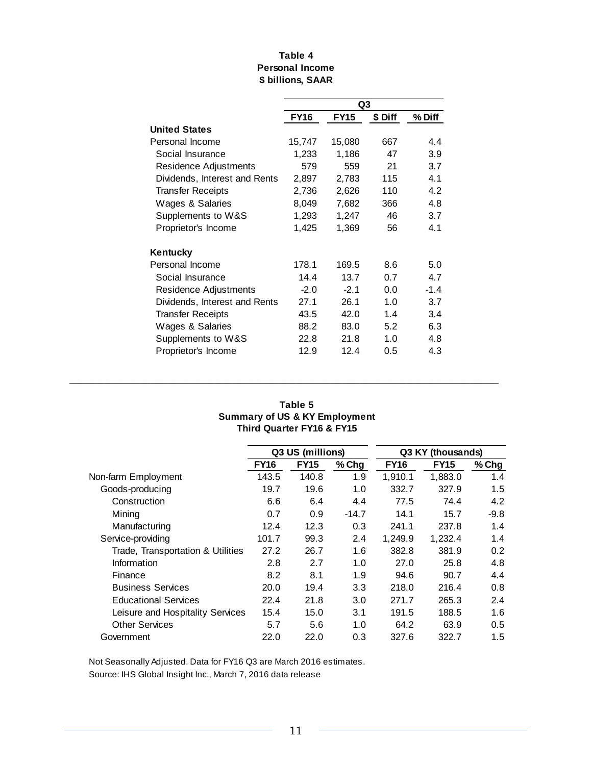**Table 4**
**Personal Income**
**$ billions, SAAR**

| | Q3 | | | |
|---|---|---|---|---|
| | **FY16** | **FY15** | **$ Diff** | **% Diff** |
| **United States** | | | | |
| Personal Income | 15,747 | 15,080 | 667 | 4.4 |
| Social Insurance | 1,233 | 1,186 | 47 | 3.9 |
| Residence Adjustments | 579 | 559 | 21 | 3.7 |
| Dividends, Interest and Rents | 2,897 | 2,783 | 115 | 4.1 |
| Transfer Receipts | 2,736 | 2,626 | 110 | 4.2 |
| Wages & Salaries | 8,049 | 7,682 | 366 | 4.8 |
| Supplements to W&S | 1,293 | 1,247 | 46 | 3.7 |
| Proprietor's Income | 1,425 | 1,369 | 56 | 4.1 |
| | | | | |
| **Kentucky** | | | | |
| Personal Income | 178.1 | 169.5 | 8.6 | 5.0 |
| Social Insurance | 14.4 | 13.7 | 0.7 | 4.7 |
| Residence Adjustments | -2.0 | -2.1 | 0.0 | -1.4 |
| Dividends, Interest and Rents | 27.1 | 26.1 | 1.0 | 3.7 |
| Transfer Receipts | 43.5 | 42.0 | 1.4 | 3.4 |
| Wages & Salaries | 88.2 | 83.0 | 5.2 | 6.3 |
| Supplements to W&S | 22.8 | 21.8 | 1.0 | 4.8 |
| Proprietor's Income | 12.9 | 12.4 | 0.5 | 4.3 |

**Table 5**
**Summary of US & KY Employment**
**Third Quarter FY16 & FY15**

| | Q3 US (millions) | | | Q3 KY (thousands) | | |
|---|---|---|---|---|---|---|
| | **FY16** | **FY15** | **% Chg** | **FY16** | **FY15** | **% Chg** |
| Non-farm Employment | 143.5 | 140.8 | 1.9 | 1,910.1 | 1,883.0 | 1.4 |
| Goods-producing | 19.7 | 19.6 | 1.0 | 332.7 | 327.9 | 1.5 |
| Construction | 6.6 | 6.4 | 4.4 | 77.5 | 74.4 | 4.2 |
| Mining | 0.7 | 0.9 | -14.7 | 14.1 | 15.7 | -9.8 |
| Manufacturing | 12.4 | 12.3 | 0.3 | 241.1 | 237.8 | 1.4 |
| Service-providing | 101.7 | 99.3 | 2.4 | 1,249.9 | 1,232.4 | 1.4 |
| Trade, Transportation & Utilities | 27.2 | 26.7 | 1.6 | 382.8 | 381.9 | 0.2 |
| Information | 2.8 | 2.7 | 1.0 | 27.0 | 25.8 | 4.8 |
| Finance | 8.2 | 8.1 | 1.9 | 94.6 | 90.7 | 4.4 |
| Business Services | 20.0 | 19.4 | 3.3 | 218.0 | 216.4 | 0.8 |
| Educational Services | 22.4 | 21.8 | 3.0 | 271.7 | 265.3 | 2.4 |
| Leisure and Hospitality Services | 15.4 | 15.0 | 3.1 | 191.5 | 188.5 | 1.6 |
| Other Services | 5.7 | 5.6 | 1.0 | 64.2 | 63.9 | 0.5 |
| Government | 22.0 | 22.0 | 0.3 | 327.6 | 322.7 | 1.5 |

Not Seasonally Adjusted. Data for FY16 Q3 are March 2016 estimates.
Source: IHS Global Insight Inc., March 7, 2016 data release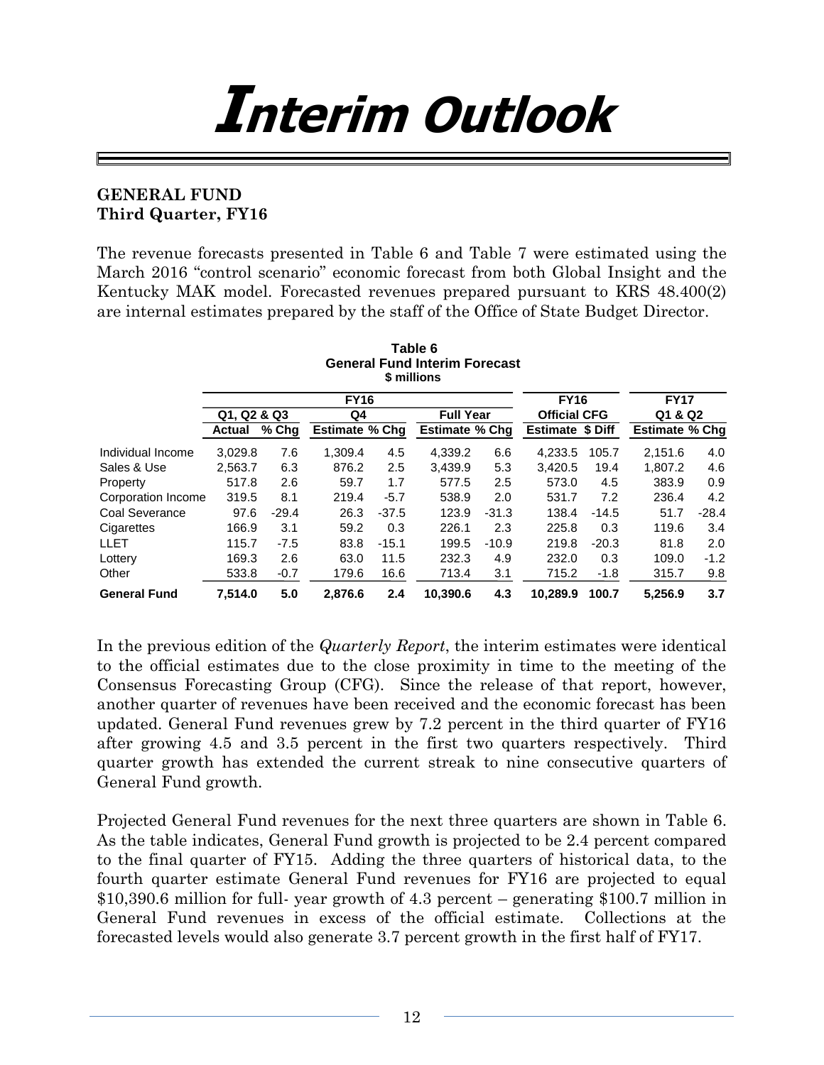# Interim Outlook

**GENERAL FUND**
**Third Quarter, FY16**

The revenue forecasts presented in Table 6 and Table 7 were estimated using the March 2016 "control scenario" economic forecast from both Global Insight and the Kentucky MAK model. Forecasted revenues prepared pursuant to KRS 48.400(2) are internal estimates prepared by the staff of the Office of State Budget Director.

**Table 6**
**General Fund Interim Forecast**
**$ millions**

| | FY16 | | | | | | FY16 | | FY17 | |
|---|---|---|---|---|---|---|---|---|---|---|
| | Q1, Q2 & Q3 | | Q4 | | Full Year | | Official CFG | | Q1 & Q2 | |
| | Actual | % Chg | Estimate | % Chg | Estimate | % Chg | Estimate | $ Diff | Estimate | % Chg |
| Individual Income | 3,029.8 | 7.6 | 1,309.4 | 4.5 | 4,339.2 | 6.6 | 4,233.5 | 105.7 | 2,151.6 | 4.0 |
| Sales & Use | 2,563.7 | 6.3 | 876.2 | 2.5 | 3,439.9 | 5.3 | 3,420.5 | 19.4 | 1,807.2 | 4.6 |
| Property | 517.8 | 2.6 | 59.7 | 1.7 | 577.5 | 2.5 | 573.0 | 4.5 | 383.9 | 0.9 |
| Corporation Income | 319.5 | 8.1 | 219.4 | -5.7 | 538.9 | 2.0 | 531.7 | 7.2 | 236.4 | 4.2 |
| Coal Severance | 97.6 | -29.4 | 26.3 | -37.5 | 123.9 | -31.3 | 138.4 | -14.5 | 51.7 | -28.4 |
| Cigarettes | 166.9 | 3.1 | 59.2 | 0.3 | 226.1 | 2.3 | 225.8 | 0.3 | 119.6 | 3.4 |
| LLET | 115.7 | -7.5 | 83.8 | -15.1 | 199.5 | -10.9 | 219.8 | -20.3 | 81.8 | 2.0 |
| Lottery | 169.3 | 2.6 | 63.0 | 11.5 | 232.3 | 4.9 | 232.0 | 0.3 | 109.0 | -1.2 |
| Other | 533.8 | -0.7 | 179.6 | 16.6 | 713.4 | 3.1 | 715.2 | -1.8 | 315.7 | 9.8 |
| **General Fund** | **7,514.0** | **5.0** | **2,876.6** | **2.4** | **10,390.6** | **4.3** | **10,289.9** | **100.7** | **5,256.9** | **3.7** |

In the previous edition of the *Quarterly Report*, the interim estimates were identical to the official estimates due to the close proximity in time to the meeting of the Consensus Forecasting Group (CFG). Since the release of that report, however, another quarter of revenues have been received and the economic forecast has been updated. General Fund revenues grew by 7.2 percent in the third quarter of FY16 after growing 4.5 and 3.5 percent in the first two quarters respectively. Third quarter growth has extended the current streak to nine consecutive quarters of General Fund growth.

Projected General Fund revenues for the next three quarters are shown in Table 6. As the table indicates, General Fund growth is projected to be 2.4 percent compared to the final quarter of FY15. Adding the three quarters of historical data, to the fourth quarter estimate General Fund revenues for FY16 are projected to equal $10,390.6 million for full- year growth of 4.3 percent – generating $100.7 million in General Fund revenues in excess of the official estimate. Collections at the forecasted levels would also generate 3.7 percent growth in the first half of FY17.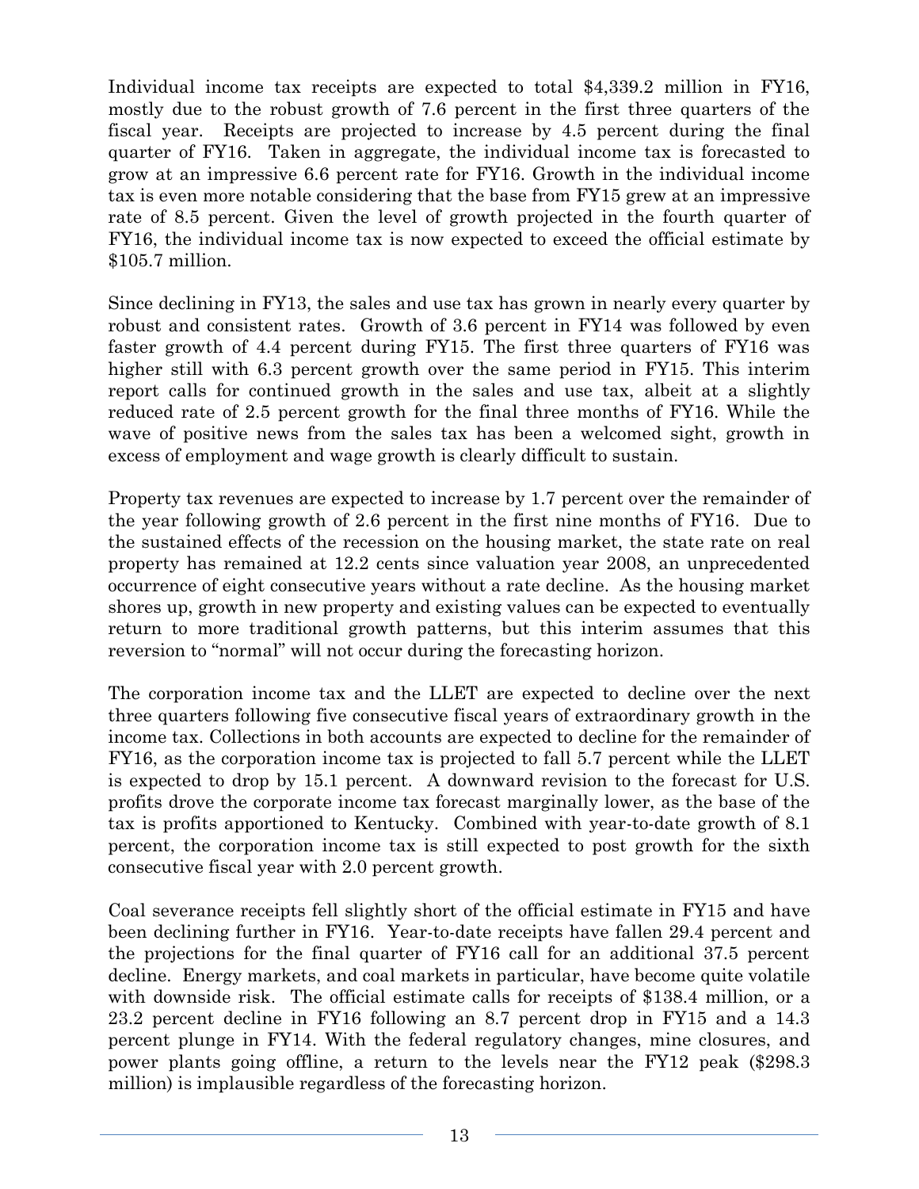Individual income tax receipts are expected to total $4,339.2 million in FY16, mostly due to the robust growth of 7.6 percent in the first three quarters of the fiscal year. Receipts are projected to increase by 4.5 percent during the final quarter of FY16. Taken in aggregate, the individual income tax is forecasted to grow at an impressive 6.6 percent rate for FY16. Growth in the individual income tax is even more notable considering that the base from FY15 grew at an impressive rate of 8.5 percent. Given the level of growth projected in the fourth quarter of FY16, the individual income tax is now expected to exceed the official estimate by $105.7 million.

Since declining in FY13, the sales and use tax has grown in nearly every quarter by robust and consistent rates. Growth of 3.6 percent in FY14 was followed by even faster growth of 4.4 percent during FY15. The first three quarters of FY16 was higher still with 6.3 percent growth over the same period in FY15. This interim report calls for continued growth in the sales and use tax, albeit at a slightly reduced rate of 2.5 percent growth for the final three months of FY16. While the wave of positive news from the sales tax has been a welcomed sight, growth in excess of employment and wage growth is clearly difficult to sustain.

Property tax revenues are expected to increase by 1.7 percent over the remainder of the year following growth of 2.6 percent in the first nine months of FY16. Due to the sustained effects of the recession on the housing market, the state rate on real property has remained at 12.2 cents since valuation year 2008, an unprecedented occurrence of eight consecutive years without a rate decline. As the housing market shores up, growth in new property and existing values can be expected to eventually return to more traditional growth patterns, but this interim assumes that this reversion to "normal" will not occur during the forecasting horizon.

The corporation income tax and the LLET are expected to decline over the next three quarters following five consecutive fiscal years of extraordinary growth in the income tax. Collections in both accounts are expected to decline for the remainder of FY16, as the corporation income tax is projected to fall 5.7 percent while the LLET is expected to drop by 15.1 percent. A downward revision to the forecast for U.S. profits drove the corporate income tax forecast marginally lower, as the base of the tax is profits apportioned to Kentucky. Combined with year-to-date growth of 8.1 percent, the corporation income tax is still expected to post growth for the sixth consecutive fiscal year with 2.0 percent growth.

Coal severance receipts fell slightly short of the official estimate in FY15 and have been declining further in FY16. Year-to-date receipts have fallen 29.4 percent and the projections for the final quarter of FY16 call for an additional 37.5 percent decline. Energy markets, and coal markets in particular, have become quite volatile with downside risk. The official estimate calls for receipts of $138.4 million, or a 23.2 percent decline in FY16 following an 8.7 percent drop in FY15 and a 14.3 percent plunge in FY14. With the federal regulatory changes, mine closures, and power plants going offline, a return to the levels near the FY12 peak ($298.3 million) is implausible regardless of the forecasting horizon.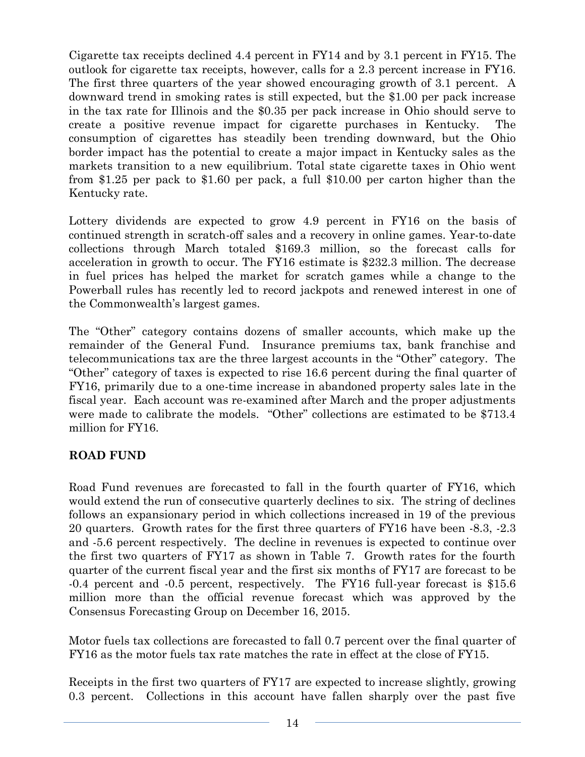Cigarette tax receipts declined 4.4 percent in FY14 and by 3.1 percent in FY15. The outlook for cigarette tax receipts, however, calls for a 2.3 percent increase in FY16. The first three quarters of the year showed encouraging growth of 3.1 percent. A downward trend in smoking rates is still expected, but the $1.00 per pack increase in the tax rate for Illinois and the $0.35 per pack increase in Ohio should serve to create a positive revenue impact for cigarette purchases in Kentucky. The consumption of cigarettes has steadily been trending downward, but the Ohio border impact has the potential to create a major impact in Kentucky sales as the markets transition to a new equilibrium. Total state cigarette taxes in Ohio went from $1.25 per pack to $1.60 per pack, a full $10.00 per carton higher than the Kentucky rate.

Lottery dividends are expected to grow 4.9 percent in FY16 on the basis of continued strength in scratch-off sales and a recovery in online games. Year-to-date collections through March totaled $169.3 million, so the forecast calls for acceleration in growth to occur. The FY16 estimate is $232.3 million. The decrease in fuel prices has helped the market for scratch games while a change to the Powerball rules has recently led to record jackpots and renewed interest in one of the Commonwealth's largest games.

The "Other" category contains dozens of smaller accounts, which make up the remainder of the General Fund. Insurance premiums tax, bank franchise and telecommunications tax are the three largest accounts in the "Other" category. The "Other" category of taxes is expected to rise 16.6 percent during the final quarter of FY16, primarily due to a one-time increase in abandoned property sales late in the fiscal year. Each account was re-examined after March and the proper adjustments were made to calibrate the models. "Other" collections are estimated to be $713.4 million for FY16.

## ROAD FUND

Road Fund revenues are forecasted to fall in the fourth quarter of FY16, which would extend the run of consecutive quarterly declines to six. The string of declines follows an expansionary period in which collections increased in 19 of the previous 20 quarters. Growth rates for the first three quarters of FY16 have been -8.3, -2.3 and -5.6 percent respectively. The decline in revenues is expected to continue over the first two quarters of FY17 as shown in Table 7. Growth rates for the fourth quarter of the current fiscal year and the first six months of FY17 are forecast to be -0.4 percent and -0.5 percent, respectively. The FY16 full-year forecast is $15.6 million more than the official revenue forecast which was approved by the Consensus Forecasting Group on December 16, 2015.

Motor fuels tax collections are forecasted to fall 0.7 percent over the final quarter of FY16 as the motor fuels tax rate matches the rate in effect at the close of FY15.

Receipts in the first two quarters of FY17 are expected to increase slightly, growing 0.3 percent. Collections in this account have fallen sharply over the past five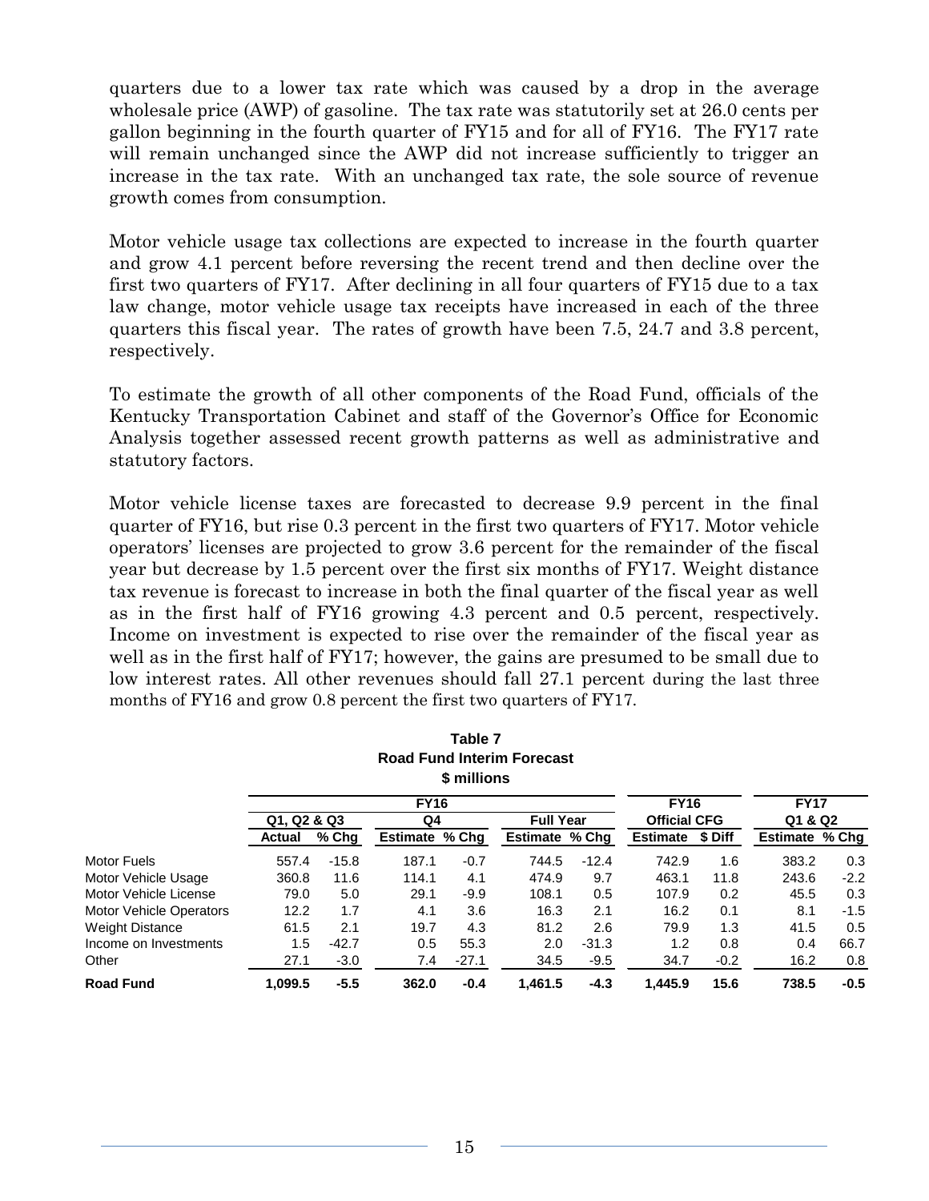quarters due to a lower tax rate which was caused by a drop in the average wholesale price (AWP) of gasoline. The tax rate was statutorily set at 26.0 cents per gallon beginning in the fourth quarter of FY15 and for all of FY16. The FY17 rate will remain unchanged since the AWP did not increase sufficiently to trigger an increase in the tax rate. With an unchanged tax rate, the sole source of revenue growth comes from consumption.

Motor vehicle usage tax collections are expected to increase in the fourth quarter and grow 4.1 percent before reversing the recent trend and then decline over the first two quarters of FY17. After declining in all four quarters of FY15 due to a tax law change, motor vehicle usage tax receipts have increased in each of the three quarters this fiscal year. The rates of growth have been 7.5, 24.7 and 3.8 percent, respectively.

To estimate the growth of all other components of the Road Fund, officials of the Kentucky Transportation Cabinet and staff of the Governor's Office for Economic Analysis together assessed recent growth patterns as well as administrative and statutory factors.

Motor vehicle license taxes are forecasted to decrease 9.9 percent in the final quarter of FY16, but rise 0.3 percent in the first two quarters of FY17. Motor vehicle operators' licenses are projected to grow 3.6 percent for the remainder of the fiscal year but decrease by 1.5 percent over the first six months of FY17. Weight distance tax revenue is forecast to increase in both the final quarter of the fiscal year as well as in the first half of FY16 growing 4.3 percent and 0.5 percent, respectively. Income on investment is expected to rise over the remainder of the fiscal year as well as in the first half of FY17; however, the gains are presumed to be small due to low interest rates. All other revenues should fall 27.1 percent during the last three months of FY16 and grow 0.8 percent the first two quarters of FY17.

**Table 7**
**Road Fund Interim Forecast**
**$ millions**

| | FY16 | | | | | | FY16 | | FY17 | |
|---|---|---|---|---|---|---|---|---|---|---|
| | Q1, Q2 & Q3 | | Q4 | | Full Year | | Official CFG | | Q1 & Q2 | |
| | Actual | % Chg | Estimate | % Chg | Estimate | % Chg | Estimate | $ Diff | Estimate | % Chg |
| Motor Fuels | 557.4 | -15.8 | 187.1 | -0.7 | 744.5 | -12.4 | 742.9 | 1.6 | 383.2 | 0.3 |
| Motor Vehicle Usage | 360.8 | 11.6 | 114.1 | 4.1 | 474.9 | 9.7 | 463.1 | 11.8 | 243.6 | -2.2 |
| Motor Vehicle License | 79.0 | 5.0 | 29.1 | -9.9 | 108.1 | 0.5 | 107.9 | 0.2 | 45.5 | 0.3 |
| Motor Vehicle Operators | 12.2 | 1.7 | 4.1 | 3.6 | 16.3 | 2.1 | 16.2 | 0.1 | 8.1 | -1.5 |
| Weight Distance | 61.5 | 2.1 | 19.7 | 4.3 | 81.2 | 2.6 | 79.9 | 1.3 | 41.5 | 0.5 |
| Income on Investments | 1.5 | -42.7 | 0.5 | 55.3 | 2.0 | -31.3 | 1.2 | 0.8 | 0.4 | 66.7 |
| Other | 27.1 | -3.0 | 7.4 | -27.1 | 34.5 | -9.5 | 34.7 | -0.2 | 16.2 | 0.8 |
| **Road Fund** | **1,099.5** | **-5.5** | **362.0** | **-0.4** | **1,461.5** | **-4.3** | **1,445.9** | **15.6** | **738.5** | **-0.5** |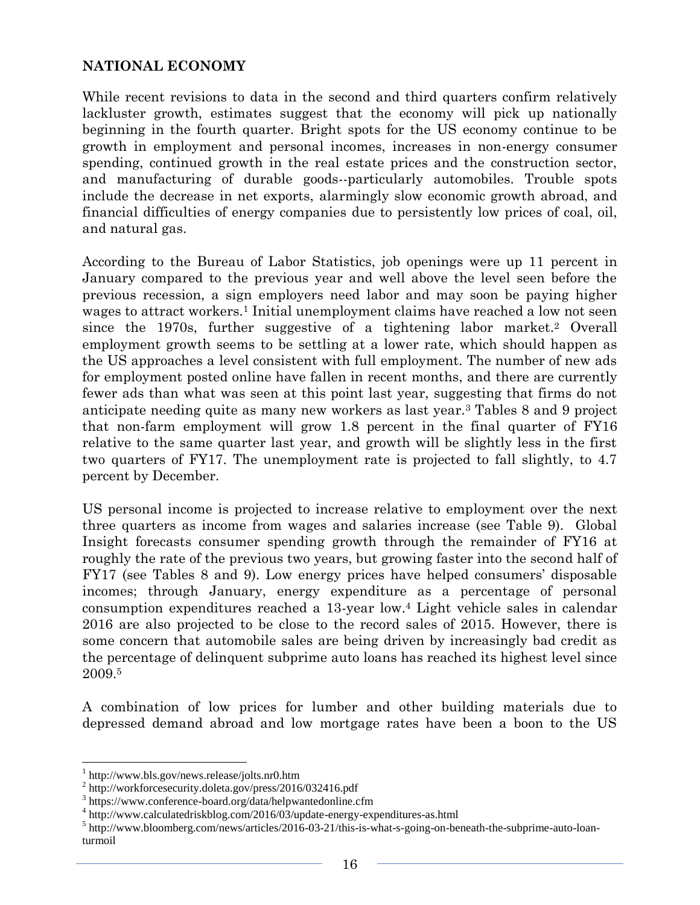## NATIONAL ECONOMY

While recent revisions to data in the second and third quarters confirm relatively lackluster growth, estimates suggest that the economy will pick up nationally beginning in the fourth quarter. Bright spots for the US economy continue to be growth in employment and personal incomes, increases in non-energy consumer spending, continued growth in the real estate prices and the construction sector, and manufacturing of durable goods--particularly automobiles. Trouble spots include the decrease in net exports, alarmingly slow economic growth abroad, and financial difficulties of energy companies due to persistently low prices of coal, oil, and natural gas.

According to the Bureau of Labor Statistics, job openings were up 11 percent in January compared to the previous year and well above the level seen before the previous recession, a sign employers need labor and may soon be paying higher wages to attract workers.[1] Initial unemployment claims have reached a low not seen since the 1970s, further suggestive of a tightening labor market.[2] Overall employment growth seems to be settling at a lower rate, which should happen as the US approaches a level consistent with full employment. The number of new ads for employment posted online have fallen in recent months, and there are currently fewer ads than what was seen at this point last year, suggesting that firms do not anticipate needing quite as many new workers as last year.[3] Tables 8 and 9 project that non-farm employment will grow 1.8 percent in the final quarter of FY16 relative to the same quarter last year, and growth will be slightly less in the first two quarters of FY17. The unemployment rate is projected to fall slightly, to 4.7 percent by December.

US personal income is projected to increase relative to employment over the next three quarters as income from wages and salaries increase (see Table 9). Global Insight forecasts consumer spending growth through the remainder of FY16 at roughly the rate of the previous two years, but growing faster into the second half of FY17 (see Tables 8 and 9). Low energy prices have helped consumers' disposable incomes; through January, energy expenditure as a percentage of personal consumption expenditures reached a 13-year low.[4] Light vehicle sales in calendar 2016 are also projected to be close to the record sales of 2015. However, there is some concern that automobile sales are being driven by increasingly bad credit as the percentage of delinquent subprime auto loans has reached its highest level since 2009.[5]

A combination of low prices for lumber and other building materials due to depressed demand abroad and low mortgage rates have been a boon to the US

---

[1] http://www.bls.gov/news.release/jolts.nr0.htm

[2] http://workforcesecurity.doleta.gov/press/2016/032416.pdf

[3] https://www.conference-board.org/data/helpwantedonline.cfm

[4] http://www.calculatedriskblog.com/2016/03/update-energy-expenditures-as.html

[5] http://www.bloomberg.com/news/articles/2016-03-21/this-is-what-s-going-on-beneath-the-subprime-auto-loan-turmoil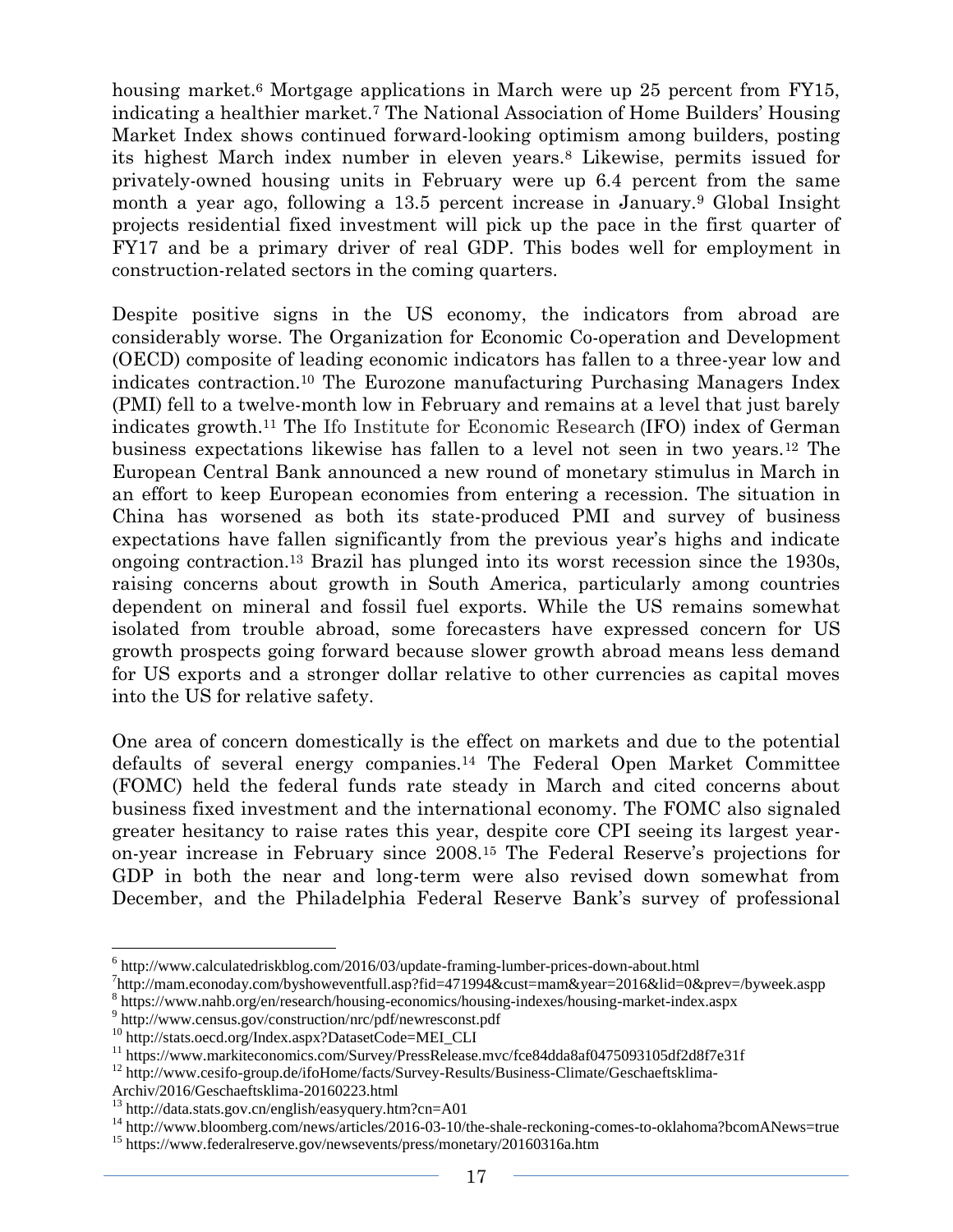housing market.[6] Mortgage applications in March were up 25 percent from FY15, indicating a healthier market.[7] The National Association of Home Builders' Housing Market Index shows continued forward-looking optimism among builders, posting its highest March index number in eleven years.[8] Likewise, permits issued for privately-owned housing units in February were up 6.4 percent from the same month a year ago, following a 13.5 percent increase in January.[9] Global Insight projects residential fixed investment will pick up the pace in the first quarter of FY17 and be a primary driver of real GDP. This bodes well for employment in construction-related sectors in the coming quarters.

Despite positive signs in the US economy, the indicators from abroad are considerably worse. The Organization for Economic Co-operation and Development (OECD) composite of leading economic indicators has fallen to a three-year low and indicates contraction.[10] The Eurozone manufacturing Purchasing Managers Index (PMI) fell to a twelve-month low in February and remains at a level that just barely indicates growth.[11] The Ifo Institute for Economic Research (IFO) index of German business expectations likewise has fallen to a level not seen in two years.[12] The European Central Bank announced a new round of monetary stimulus in March in an effort to keep European economies from entering a recession. The situation in China has worsened as both its state-produced PMI and survey of business expectations have fallen significantly from the previous year's highs and indicate ongoing contraction.[13] Brazil has plunged into its worst recession since the 1930s, raising concerns about growth in South America, particularly among countries dependent on mineral and fossil fuel exports. While the US remains somewhat isolated from trouble abroad, some forecasters have expressed concern for US growth prospects going forward because slower growth abroad means less demand for US exports and a stronger dollar relative to other currencies as capital moves into the US for relative safety.

One area of concern domestically is the effect on markets and due to the potential defaults of several energy companies.[14] The Federal Open Market Committee (FOMC) held the federal funds rate steady in March and cited concerns about business fixed investment and the international economy. The FOMC also signaled greater hesitancy to raise rates this year, despite core CPI seeing its largest year-on-year increase in February since 2008.[15] The Federal Reserve's projections for GDP in both the near and long-term were also revised down somewhat from December, and the Philadelphia Federal Reserve Bank's survey of professional

---

[6] http://www.calculatedriskblog.com/2016/03/update-framing-lumber-prices-down-about.html

[7] http://mam.econoday.com/byshoweventfull.asp?fid=471994&cust=mam&year=2016&lid=0&prev=/byweek.aspp

[8] https://www.nahb.org/en/research/housing-economics/housing-indexes/housing-market-index.aspx

[9] http://www.census.gov/construction/nrc/pdf/newresconst.pdf

[10] http://stats.oecd.org/Index.aspx?DatasetCode=MEI_CLI

[11] https://www.markiteconomics.com/Survey/PressRelease.mvc/fce84dda8af0475093105df2d8f7e31f

[12] http://www.cesifo-group.de/ifoHome/facts/Survey-Results/Business-Climate/Geschaeftsklima-Archiv/2016/Geschaeftsklima-20160223.html

[13] http://data.stats.gov.cn/english/easyquery.htm?cn=A01

[14] http://www.bloomberg.com/news/articles/2016-03-10/the-shale-reckoning-comes-to-oklahoma?bcomANews=true

[15] https://www.federalreserve.gov/newsevents/press/monetary/20160316a.htm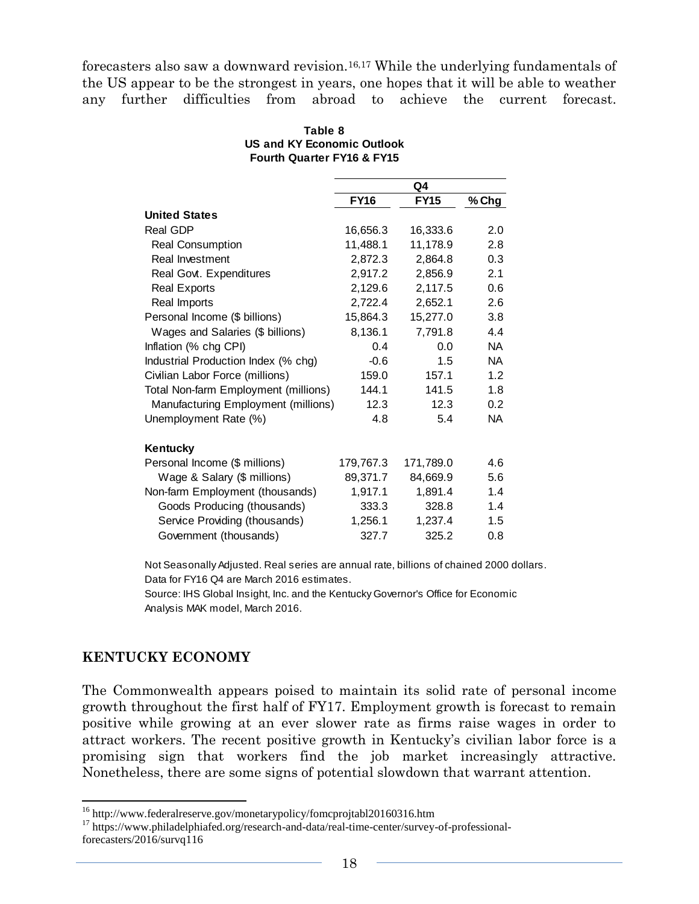forecasters also saw a downward revision.[16,17] While the underlying fundamentals of the US appear to be the strongest in years, one hopes that it will be able to weather any further difficulties from abroad to achieve the current forecast.

**Table 8**
**US and KY Economic Outlook**
**Fourth Quarter FY16 & FY15**

| | Q4 | | |
|---|---|---|---|
| | **FY16** | **FY15** | **% Chg** |
| **United States** | | | |
| Real GDP | 16,656.3 | 16,333.6 | 2.0 |
| Real Consumption | 11,488.1 | 11,178.9 | 2.8 |
| Real Investment | 2,872.3 | 2,864.8 | 0.3 |
| Real Govt. Expenditures | 2,917.2 | 2,856.9 | 2.1 |
| Real Exports | 2,129.6 | 2,117.5 | 0.6 |
| Real Imports | 2,722.4 | 2,652.1 | 2.6 |
| Personal Income ($ billions) | 15,864.3 | 15,277.0 | 3.8 |
| Wages and Salaries ($ billions) | 8,136.1 | 7,791.8 | 4.4 |
| Inflation (% chg CPI) | 0.4 | 0.0 | NA |
| Industrial Production Index (% chg) | -0.6 | 1.5 | NA |
| Civilian Labor Force (millions) | 159.0 | 157.1 | 1.2 |
| Total Non-farm Employment (millions) | 144.1 | 141.5 | 1.8 |
| Manufacturing Employment (millions) | 12.3 | 12.3 | 0.2 |
| Unemployment Rate (%) | 4.8 | 5.4 | NA |
| **Kentucky** | | | |
| Personal Income ($ millions) | 179,767.3 | 171,789.0 | 4.6 |
| Wage & Salary ($ millions) | 89,371.7 | 84,669.9 | 5.6 |
| Non-farm Employment (thousands) | 1,917.1 | 1,891.4 | 1.4 |
| Goods Producing (thousands) | 333.3 | 328.8 | 1.4 |
| Service Providing (thousands) | 1,256.1 | 1,237.4 | 1.5 |
| Government (thousands) | 327.7 | 325.2 | 0.8 |

Not Seasonally Adjusted. Real series are annual rate, billions of chained 2000 dollars.
Data for FY16 Q4 are March 2016 estimates.
Source: IHS Global Insight, Inc. and the Kentucky Governor's Office for Economic Analysis MAK model, March 2016.

## KENTUCKY ECONOMY

The Commonwealth appears poised to maintain its solid rate of personal income growth throughout the first half of FY17. Employment growth is forecast to remain positive while growing at an ever slower rate as firms raise wages in order to attract workers. The recent positive growth in Kentucky's civilian labor force is a promising sign that workers find the job market increasingly attractive. Nonetheless, there are some signs of potential slowdown that warrant attention.

[16] http://www.federalreserve.gov/monetarypolicy/fomcprojtabl20160316.htm
[17] https://www.philadelphiafed.org/research-and-data/real-time-center/survey-of-professional-forecasters/2016/survq116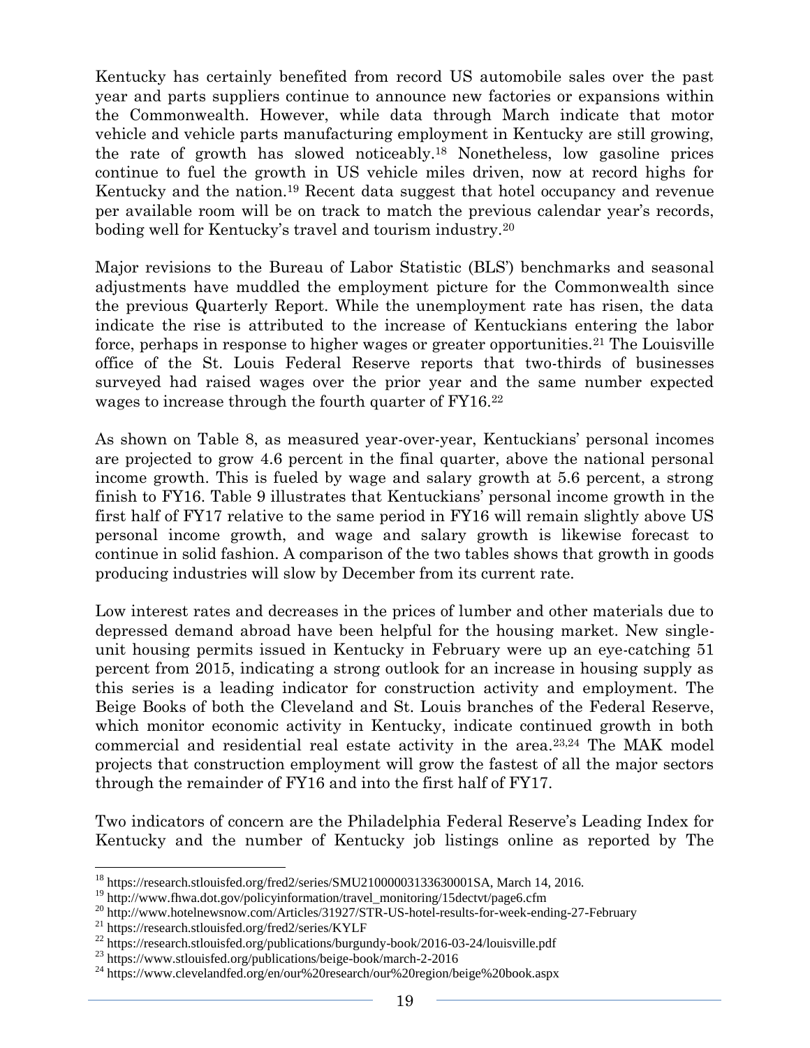Kentucky has certainly benefited from record US automobile sales over the past year and parts suppliers continue to announce new factories or expansions within the Commonwealth. However, while data through March indicate that motor vehicle and vehicle parts manufacturing employment in Kentucky are still growing, the rate of growth has slowed noticeably.[18] Nonetheless, low gasoline prices continue to fuel the growth in US vehicle miles driven, now at record highs for Kentucky and the nation.[19] Recent data suggest that hotel occupancy and revenue per available room will be on track to match the previous calendar year's records, boding well for Kentucky's travel and tourism industry.[20]

Major revisions to the Bureau of Labor Statistic (BLS') benchmarks and seasonal adjustments have muddled the employment picture for the Commonwealth since the previous Quarterly Report. While the unemployment rate has risen, the data indicate the rise is attributed to the increase of Kentuckians entering the labor force, perhaps in response to higher wages or greater opportunities.[21] The Louisville office of the St. Louis Federal Reserve reports that two-thirds of businesses surveyed had raised wages over the prior year and the same number expected wages to increase through the fourth quarter of FY16.[22]

As shown on Table 8, as measured year-over-year, Kentuckians' personal incomes are projected to grow 4.6 percent in the final quarter, above the national personal income growth. This is fueled by wage and salary growth at 5.6 percent, a strong finish to FY16. Table 9 illustrates that Kentuckians' personal income growth in the first half of FY17 relative to the same period in FY16 will remain slightly above US personal income growth, and wage and salary growth is likewise forecast to continue in solid fashion. A comparison of the two tables shows that growth in goods producing industries will slow by December from its current rate.

Low interest rates and decreases in the prices of lumber and other materials due to depressed demand abroad have been helpful for the housing market. New single-unit housing permits issued in Kentucky in February were up an eye-catching 51 percent from 2015, indicating a strong outlook for an increase in housing supply as this series is a leading indicator for construction activity and employment. The Beige Books of both the Cleveland and St. Louis branches of the Federal Reserve, which monitor economic activity in Kentucky, indicate continued growth in both commercial and residential real estate activity in the area.[23,24] The MAK model projects that construction employment will grow the fastest of all the major sectors through the remainder of FY16 and into the first half of FY17.

Two indicators of concern are the Philadelphia Federal Reserve's Leading Index for Kentucky and the number of Kentucky job listings online as reported by The

---

[18] https://research.stlouisfed.org/fred2/series/SMU21000003133630001SA, March 14, 2016.

[19] http://www.fhwa.dot.gov/policyinformation/travel_monitoring/15dectvt/page6.cfm

[20] http://www.hotelnewsnow.com/Articles/31927/STR-US-hotel-results-for-week-ending-27-February

[21] https://research.stlouisfed.org/fred2/series/KYLF

[22] https://research.stlouisfed.org/publications/burgundy-book/2016-03-24/louisville.pdf

[23] https://www.stlouisfed.org/publications/beige-book/march-2-2016

[24] https://www.clevelandfed.org/en/our%20research/our%20region/beige%20book.aspx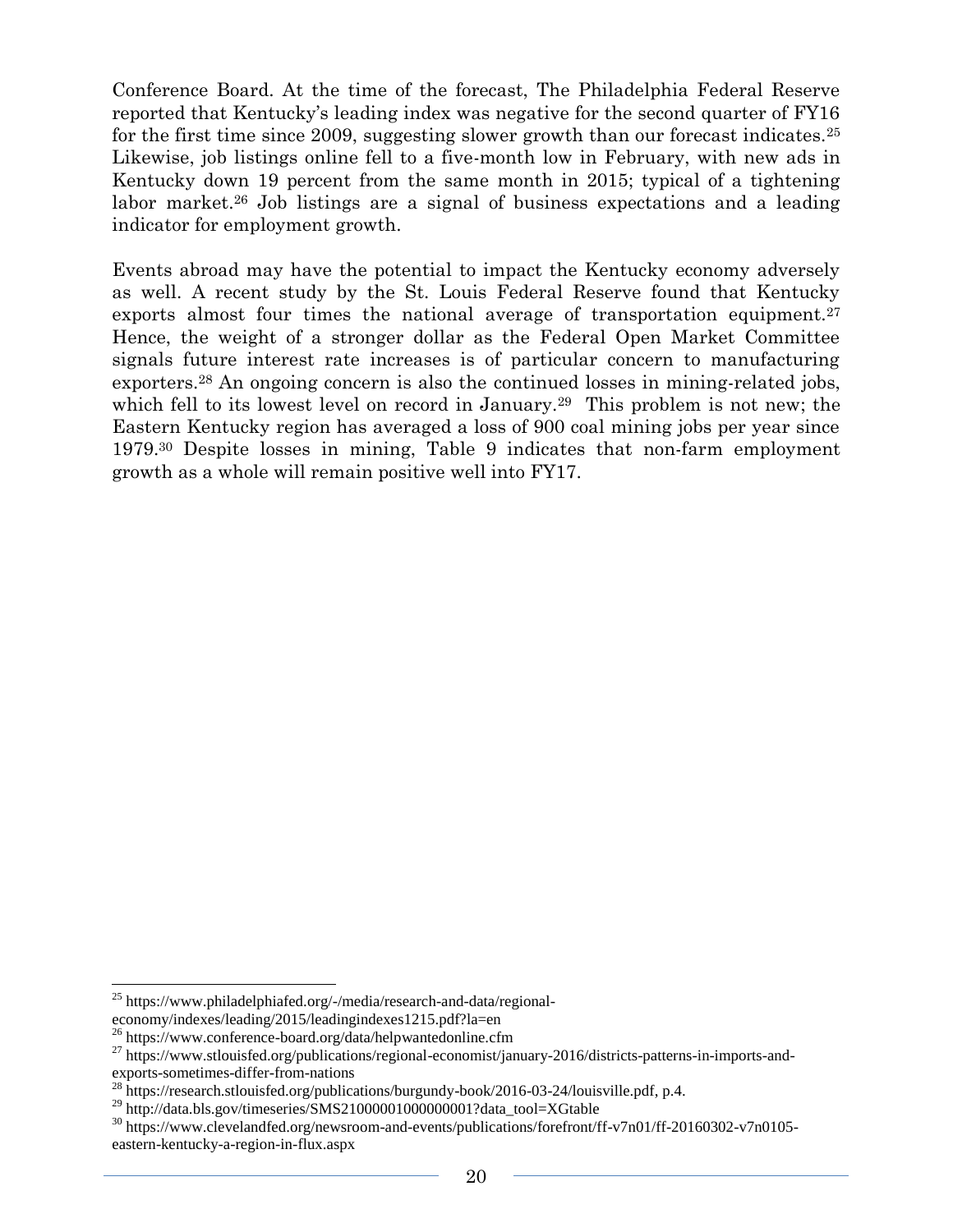Conference Board. At the time of the forecast, The Philadelphia Federal Reserve reported that Kentucky's leading index was negative for the second quarter of FY16 for the first time since 2009, suggesting slower growth than our forecast indicates.[25] Likewise, job listings online fell to a five-month low in February, with new ads in Kentucky down 19 percent from the same month in 2015; typical of a tightening labor market.[26] Job listings are a signal of business expectations and a leading indicator for employment growth.

Events abroad may have the potential to impact the Kentucky economy adversely as well. A recent study by the St. Louis Federal Reserve found that Kentucky exports almost four times the national average of transportation equipment.[27] Hence, the weight of a stronger dollar as the Federal Open Market Committee signals future interest rate increases is of particular concern to manufacturing exporters.[28] An ongoing concern is also the continued losses in mining-related jobs, which fell to its lowest level on record in January.[29] This problem is not new; the Eastern Kentucky region has averaged a loss of 900 coal mining jobs per year since 1979.[30] Despite losses in mining, Table 9 indicates that non-farm employment growth as a whole will remain positive well into FY17.

---

[25] https://www.philadelphiafed.org/-/media/research-and-data/regional-economy/indexes/leading/2015/leadingindexes1215.pdf?la=en

[26] https://www.conference-board.org/data/helpwantedonline.cfm

[27] https://www.stlouisfed.org/publications/regional-economist/january-2016/districts-patterns-in-imports-and-exports-sometimes-differ-from-nations

[28] https://research.stlouisfed.org/publications/burgundy-book/2016-03-24/louisville.pdf, p.4.

[29] http://data.bls.gov/timeseries/SMS21000001000000001?data_tool=XGtable

[30] https://www.clevelandfed.org/newsroom-and-events/publications/forefront/ff-v7n01/ff-20160302-v7n0105-eastern-kentucky-a-region-in-flux.aspx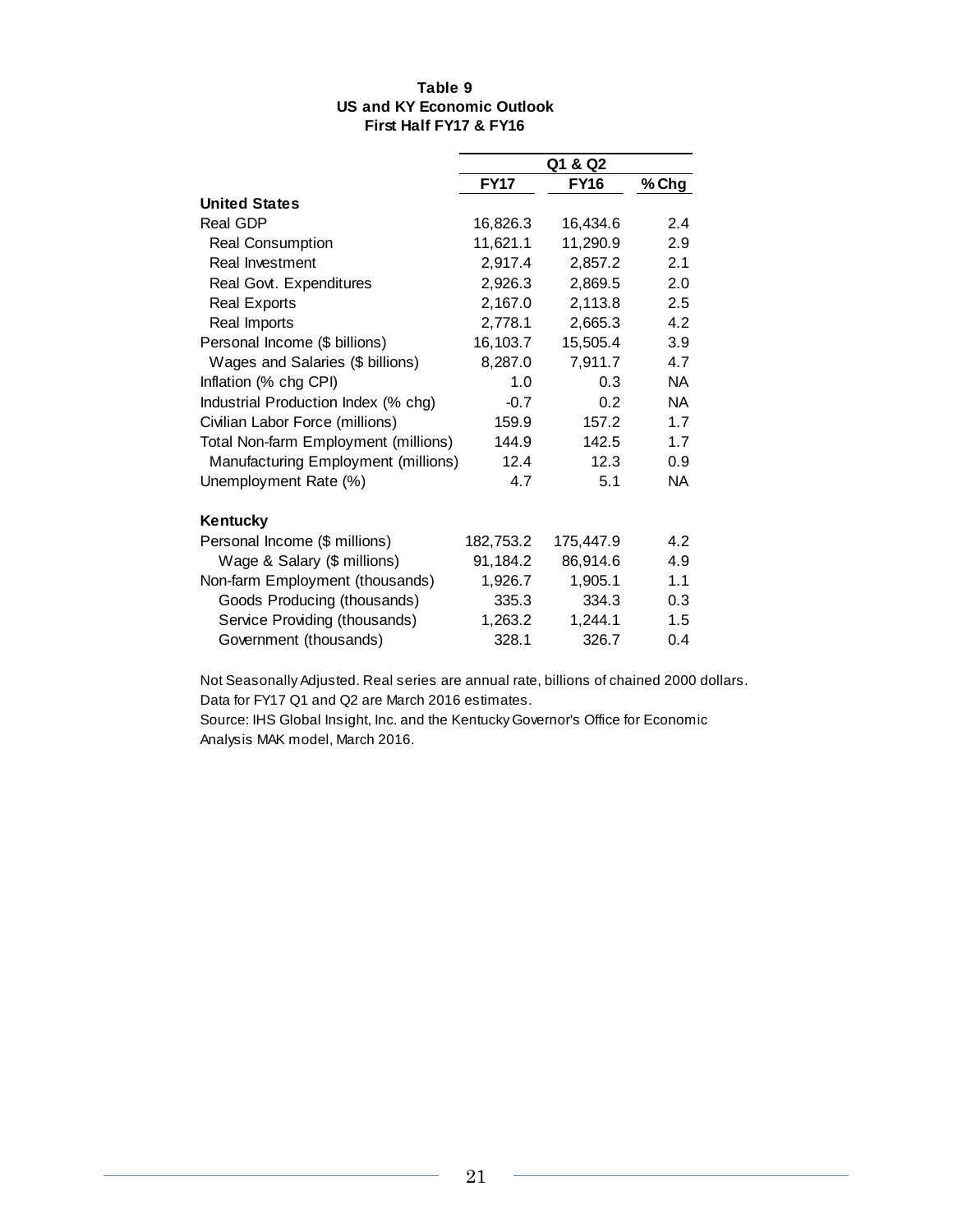**Table 9**
**US and KY Economic Outlook**
**First Half FY17 & FY16**

| | Q1 & Q2 | | |
|---|---|---|---|
| | **FY17** | **FY16** | **% Chg** |
| **United States** | | | |
| Real GDP | 16,826.3 | 16,434.6 | 2.4 |
| Real Consumption | 11,621.1 | 11,290.9 | 2.9 |
| Real Investment | 2,917.4 | 2,857.2 | 2.1 |
| Real Govt. Expenditures | 2,926.3 | 2,869.5 | 2.0 |
| Real Exports | 2,167.0 | 2,113.8 | 2.5 |
| Real Imports | 2,778.1 | 2,665.3 | 4.2 |
| Personal Income ($ billions) | 16,103.7 | 15,505.4 | 3.9 |
| Wages and Salaries ($ billions) | 8,287.0 | 7,911.7 | 4.7 |
| Inflation (% chg CPI) | 1.0 | 0.3 | NA |
| Industrial Production Index (% chg) | -0.7 | 0.2 | NA |
| Civilian Labor Force (millions) | 159.9 | 157.2 | 1.7 |
| Total Non-farm Employment (millions) | 144.9 | 142.5 | 1.7 |
| Manufacturing Employment (millions) | 12.4 | 12.3 | 0.9 |
| Unemployment Rate (%) | 4.7 | 5.1 | NA |
| **Kentucky** | | | |
| Personal Income ($ millions) | 182,753.2 | 175,447.9 | 4.2 |
| Wage & Salary ($ millions) | 91,184.2 | 86,914.6 | 4.9 |
| Non-farm Employment (thousands) | 1,926.7 | 1,905.1 | 1.1 |
| Goods Producing (thousands) | 335.3 | 334.3 | 0.3 |
| Service Providing (thousands) | 1,263.2 | 1,244.1 | 1.5 |
| Government (thousands) | 328.1 | 326.7 | 0.4 |

Not Seasonally Adjusted. Real series are annual rate, billions of chained 2000 dollars.
Data for FY17 Q1 and Q2 are March 2016 estimates.
Source: IHS Global Insight, Inc. and the Kentucky Governor's Office for Economic Analysis MAK model, March 2016.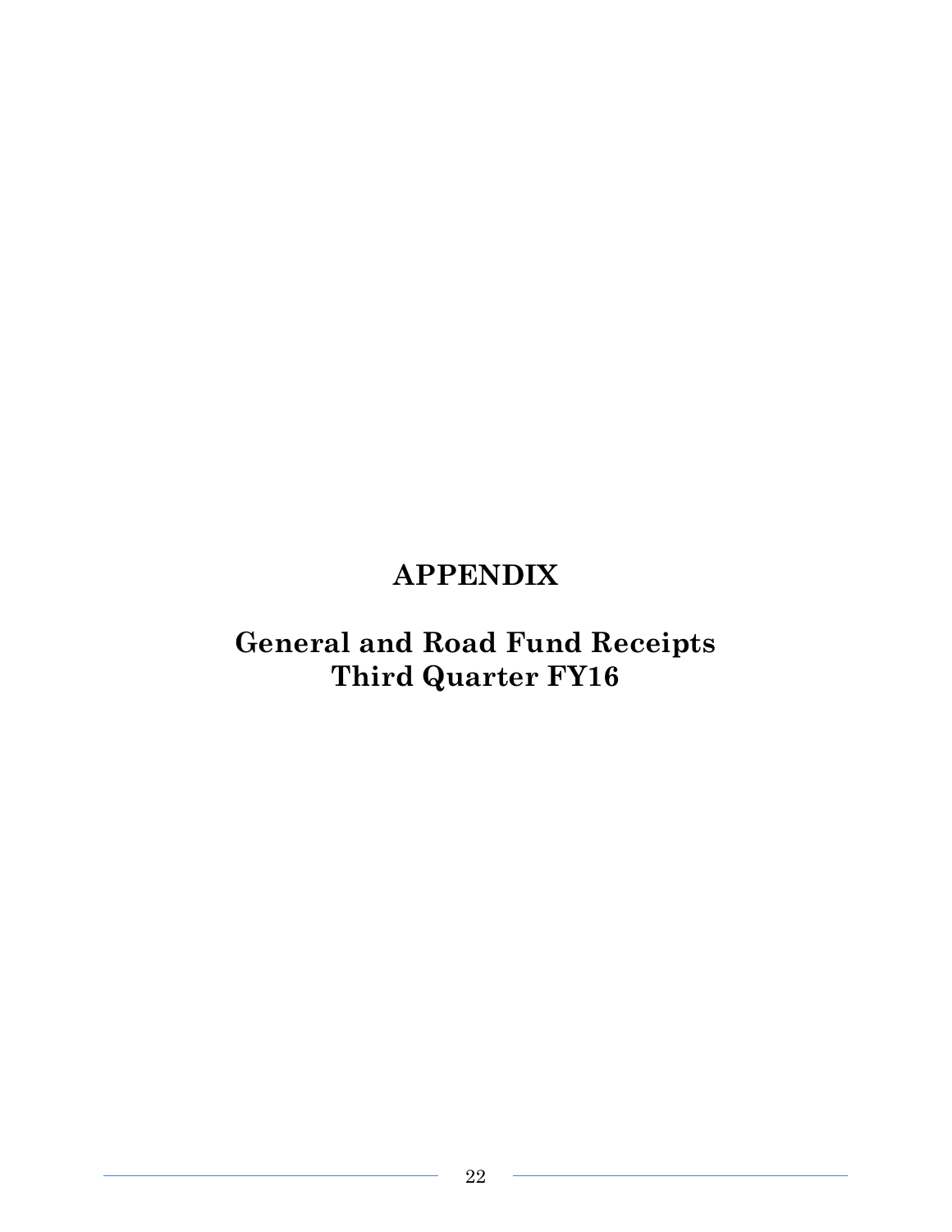# APPENDIX

## General and Road Fund Receipts
## Third Quarter FY16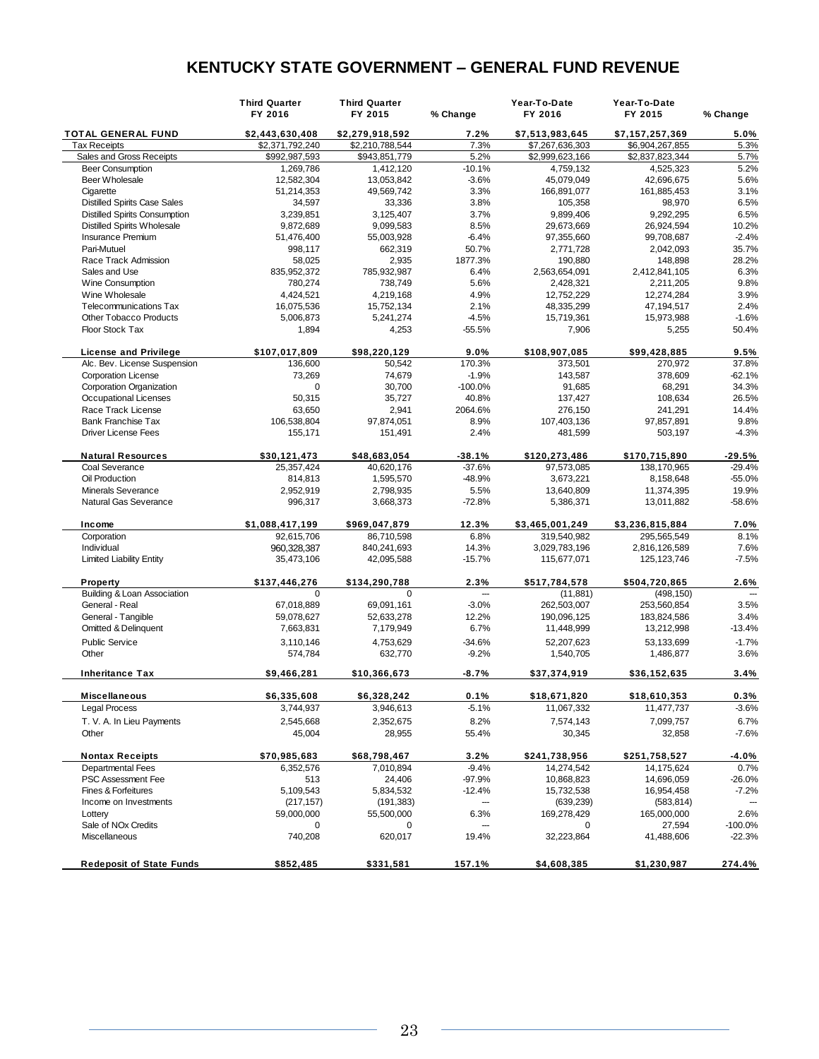# KENTUCKY STATE GOVERNMENT – GENERAL FUND REVENUE

| | Third Quarter FY 2016 | Third Quarter FY 2015 | % Change | Year-To-Date FY 2016 | Year-To-Date FY 2015 | % Change |
|---|---|---|---|---|---|---|
| **TOTAL GENERAL FUND** | **$2,443,630,408** | **$2,279,918,592** | **7.2%** | **$7,513,983,645** | **$7,157,257,369** | **5.0%** |
| Tax Receipts | $2,371,792,240 | $2,210,788,544 | 7.3% | $7,267,636,303 | $6,904,267,855 | 5.3% |
| Sales and Gross Receipts | $992,987,593 | $943,851,779 | 5.2% | $2,999,623,166 | $2,837,823,344 | 5.7% |
| Beer Consumption | 1,269,786 | 1,412,120 | -10.1% | 4,759,132 | 4,525,323 | 5.2% |
| Beer Wholesale | 12,582,304 | 13,053,842 | -3.6% | 45,079,049 | 42,696,675 | 5.6% |
| Cigarette | 51,214,353 | 49,569,742 | 3.3% | 166,891,077 | 161,885,453 | 3.1% |
| Distilled Spirits Case Sales | 34,597 | 33,336 | 3.8% | 105,358 | 98,970 | 6.5% |
| Distilled Spirits Consumption | 3,239,851 | 3,125,407 | 3.7% | 9,899,406 | 9,292,295 | 6.5% |
| Distilled Spirits Wholesale | 9,872,689 | 9,099,583 | 8.5% | 29,673,669 | 26,924,594 | 10.2% |
| Insurance Premium | 51,476,400 | 55,003,928 | -6.4% | 97,355,660 | 99,708,687 | -2.4% |
| Pari-Mutuel | 998,117 | 662,319 | 50.7% | 2,771,728 | 2,042,093 | 35.7% |
| Race Track Admission | 58,025 | 2,935 | 1877.3% | 190,880 | 148,898 | 28.2% |
| Sales and Use | 835,952,372 | 785,932,987 | 6.4% | 2,563,654,091 | 2,412,841,105 | 6.3% |
| Wine Consumption | 780,274 | 738,749 | 5.6% | 2,428,321 | 2,211,205 | 9.8% |
| Wine Wholesale | 4,424,521 | 4,219,168 | 4.9% | 12,752,229 | 12,274,284 | 3.9% |
| Telecommunications Tax | 16,075,536 | 15,752,134 | 2.1% | 48,335,299 | 47,194,517 | 2.4% |
| Other Tobacco Products | 5,006,873 | 5,241,274 | -4.5% | 15,719,361 | 15,973,988 | -1.6% |
| Floor Stock Tax | 1,894 | 4,253 | -55.5% | 7,906 | 5,255 | 50.4% |
| **License and Privilege** | **$107,017,809** | **$98,220,129** | **9.0%** | **$108,907,085** | **$99,428,885** | **9.5%** |
| Alc. Bev. License Suspension | 136,600 | 50,542 | 170.3% | 373,501 | 270,972 | 37.8% |
| Corporation License | 73,269 | 74,679 | -1.9% | 143,587 | 378,609 | -62.1% |
| Corporation Organization | 0 | 30,700 | -100.0% | 91,685 | 68,291 | 34.3% |
| Occupational Licenses | 50,315 | 35,727 | 40.8% | 137,427 | 108,634 | 26.5% |
| Race Track License | 63,650 | 2,941 | 2064.6% | 276,150 | 241,291 | 14.4% |
| Bank Franchise Tax | 106,538,804 | 97,874,051 | 8.9% | 107,403,136 | 97,857,891 | 9.8% |
| Driver License Fees | 155,171 | 151,491 | 2.4% | 481,599 | 503,197 | -4.3% |
| **Natural Resources** | **$30,121,473** | **$48,683,054** | **-38.1%** | **$120,273,486** | **$170,715,890** | **-29.5%** |
| Coal Severance | 25,357,424 | 40,620,176 | -37.6% | 97,573,085 | 138,170,965 | -29.4% |
| Oil Production | 814,813 | 1,595,570 | -48.9% | 3,673,221 | 8,158,648 | -55.0% |
| Minerals Severance | 2,952,919 | 2,798,935 | 5.5% | 13,640,809 | 11,374,395 | 19.9% |
| Natural Gas Severance | 996,317 | 3,668,373 | -72.8% | 5,386,371 | 13,011,882 | -58.6% |
| **Income** | **$1,088,417,199** | **$969,047,879** | **12.3%** | **$3,465,001,249** | **$3,236,815,884** | **7.0%** |
| Corporation | 92,615,706 | 86,710,598 | 6.8% | 319,540,982 | 295,565,549 | 8.1% |
| Individual | 960,328,387 | 840,241,693 | 14.3% | 3,029,783,196 | 2,816,126,589 | 7.6% |
| Limited Liability Entity | 35,473,106 | 42,095,588 | -15.7% | 115,677,071 | 125,123,746 | -7.5% |
| **Property** | **$137,446,276** | **$134,290,788** | **2.3%** | **$517,784,578** | **$504,720,865** | **2.6%** |
| Building & Loan Association | 0 | 0 | --- | (11,881) | (498,150) | --- |
| General - Real | 67,018,889 | 69,091,161 | -3.0% | 262,503,007 | 253,560,854 | 3.5% |
| General - Tangible | 59,078,627 | 52,633,278 | 12.2% | 190,096,125 | 183,824,586 | 3.4% |
| Omitted & Delinquent | 7,663,831 | 7,179,949 | 6.7% | 11,448,999 | 13,212,998 | -13.4% |
| Public Service | 3,110,146 | 4,753,629 | -34.6% | 52,207,623 | 53,133,699 | -1.7% |
| Other | 574,784 | 632,770 | -9.2% | 1,540,705 | 1,486,877 | 3.6% |
| **Inheritance Tax** | **$9,466,281** | **$10,366,673** | **-8.7%** | **$37,374,919** | **$36,152,635** | **3.4%** |
| **Miscellaneous** | **$6,335,608** | **$6,328,242** | **0.1%** | **$18,671,820** | **$18,610,353** | **0.3%** |
| Legal Process | 3,744,937 | 3,946,613 | -5.1% | 11,067,332 | 11,477,737 | -3.6% |
| T. V. A. In Lieu Payments | 2,545,668 | 2,352,675 | 8.2% | 7,574,143 | 7,099,757 | 6.7% |
| Other | 45,004 | 28,955 | 55.4% | 30,345 | 32,858 | -7.6% |
| **Nontax Receipts** | **$70,985,683** | **$68,798,467** | **3.2%** | **$241,738,956** | **$251,758,527** | **-4.0%** |
| Departmental Fees | 6,352,576 | 7,010,894 | -9.4% | 14,274,542 | 14,175,624 | 0.7% |
| PSC Assessment Fee | 513 | 24,406 | -97.9% | 10,868,823 | 14,696,059 | -26.0% |
| Fines & Forfeitures | 5,109,543 | 5,834,532 | -12.4% | 15,732,538 | 16,954,458 | -7.2% |
| Income on Investments | (217,157) | (191,383) | --- | (639,239) | (583,814) | --- |
| Lottery | 59,000,000 | 55,500,000 | 6.3% | 169,278,429 | 165,000,000 | 2.6% |
| Sale of NOx Credits | 0 | 0 | --- | 0 | 27,594 | -100.0% |
| Miscellaneous | 740,208 | 620,017 | 19.4% | 32,223,864 | 41,488,606 | -22.3% |
| **Redeposit of State Funds** | **$852,485** | **$331,581** | **157.1%** | **$4,608,385** | **$1,230,987** | **274.4%** |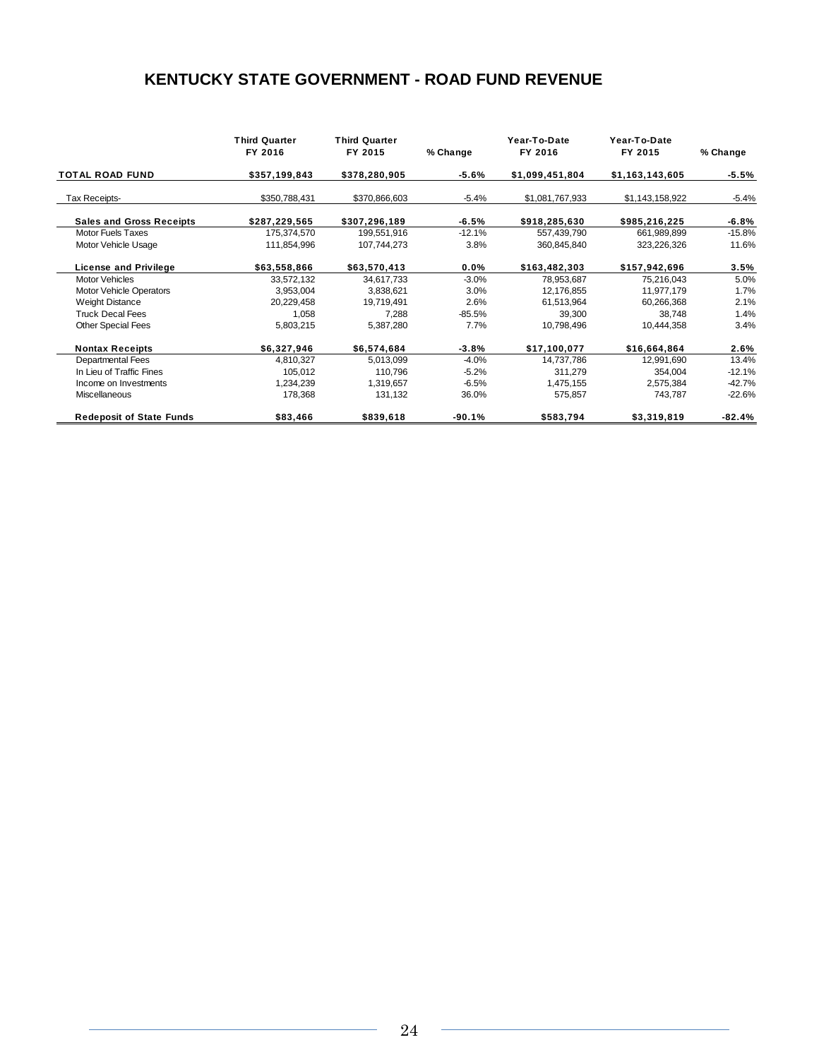# KENTUCKY STATE GOVERNMENT - ROAD FUND REVENUE

| | Third Quarter FY 2016 | Third Quarter FY 2015 | % Change | Year-To-Date FY 2016 | Year-To-Date FY 2015 | % Change |
|---|---|---|---|---|---|---|
| **TOTAL ROAD FUND** | **$357,199,843** | **$378,280,905** | **-5.6%** | **$1,099,451,804** | **$1,163,143,605** | **-5.5%** |
| Tax Receipts- | $350,788,431 | $370,866,603 | -5.4% | $1,081,767,933 | $1,143,158,922 | -5.4% |
| **Sales and Gross Receipts** | **$287,229,565** | **$307,296,189** | **-6.5%** | **$918,285,630** | **$985,216,225** | **-6.8%** |
| Motor Fuels Taxes | 175,374,570 | 199,551,916 | -12.1% | 557,439,790 | 661,989,899 | -15.8% |
| Motor Vehicle Usage | 111,854,996 | 107,744,273 | 3.8% | 360,845,840 | 323,226,326 | 11.6% |
| **License and Privilege** | **$63,558,866** | **$63,570,413** | **0.0%** | **$163,482,303** | **$157,942,696** | **3.5%** |
| Motor Vehicles | 33,572,132 | 34,617,733 | -3.0% | 78,953,687 | 75,216,043 | 5.0% |
| Motor Vehicle Operators | 3,953,004 | 3,838,621 | 3.0% | 12,176,855 | 11,977,179 | 1.7% |
| Weight Distance | 20,229,458 | 19,719,491 | 2.6% | 61,513,964 | 60,266,368 | 2.1% |
| Truck Decal Fees | 1,058 | 7,288 | -85.5% | 39,300 | 38,748 | 1.4% |
| Other Special Fees | 5,803,215 | 5,387,280 | 7.7% | 10,798,496 | 10,444,358 | 3.4% |
| **Nontax Receipts** | **$6,327,946** | **$6,574,684** | **-3.8%** | **$17,100,077** | **$16,664,864** | **2.6%** |
| Departmental Fees | 4,810,327 | 5,013,099 | -4.0% | 14,737,786 | 12,991,690 | 13.4% |
| In Lieu of Traffic Fines | 105,012 | 110,796 | -5.2% | 311,279 | 354,004 | -12.1% |
| Income on Investments | 1,234,239 | 1,319,657 | -6.5% | 1,475,155 | 2,575,384 | -42.7% |
| Miscellaneous | 178,368 | 131,132 | 36.0% | 575,857 | 743,787 | -22.6% |
| **Redeposit of State Funds** | **$83,466** | **$839,618** | **-90.1%** | **$583,794** | **$3,319,819** | **-82.4%** |